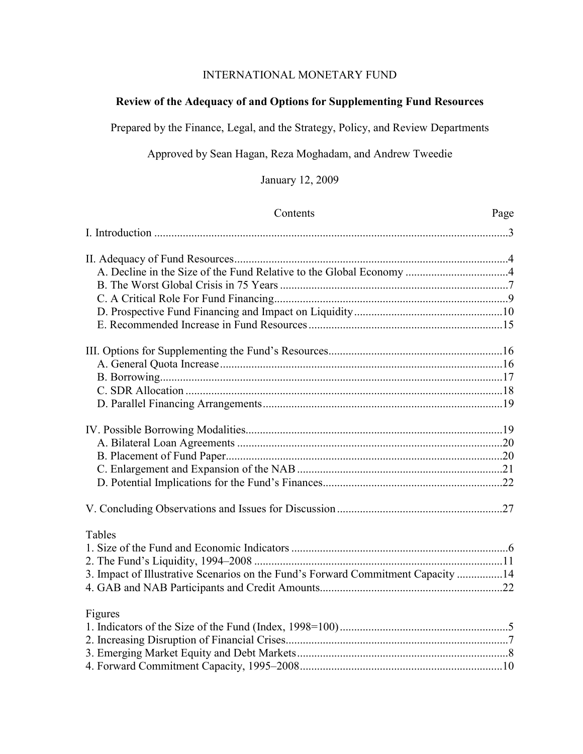INTERNATIONAL MONETARY FUND

# Review of the Adequacy of and Options for Supplementing Fund Resources

Prepared by the Finance, Legal, and the Strategy, Policy, and Review Departments

Approved by Sean Hagan, Reza Moghadam, and Andrew Tweedie

January 12, 2009

| Contents | Page |
|---|---|
| I. Introduction | 3 |
| | |
| II. Adequacy of Fund Resources | 4 |
| A. Decline in the Size of the Fund Relative to the Global Economy | 4 |
| B. The Worst Global Crisis in 75 Years | 7 |
| C. A Critical Role For Fund Financing | 9 |
| D. Prospective Fund Financing and Impact on Liquidity | 10 |
| E. Recommended Increase in Fund Resources | 15 |
| | |
| III. Options for Supplementing the Fund's Resources | 16 |
| A. General Quota Increase | 16 |
| B. Borrowing | 17 |
| C. SDR Allocation | 18 |
| D. Parallel Financing Arrangements | 19 |
| | |
| IV. Possible Borrowing Modalities | 19 |
| A. Bilateral Loan Agreements | 20 |
| B. Placement of Fund Paper | 20 |
| C. Enlargement and Expansion of the NAB | 21 |
| D. Potential Implications for the Fund's Finances | 22 |
| | |
| V. Concluding Observations and Issues for Discussion | 27 |
| | |
| Tables | |
| 1. Size of the Fund and Economic Indicators | 6 |
| 2. The Fund's Liquidity, 1994–2008 | 11 |
| 3. Impact of Illustrative Scenarios on the Fund's Forward Commitment Capacity | 14 |
| 4. GAB and NAB Participants and Credit Amounts | 22 |
| | |
| Figures | |
| 1. Indicators of the Size of the Fund (Index, 1998=100) | 5 |
| 2. Increasing Disruption of Financial Crises | 7 |
| 3. Emerging Market Equity and Debt Markets | 8 |
| 4. Forward Commitment Capacity, 1995–2008 | 10 |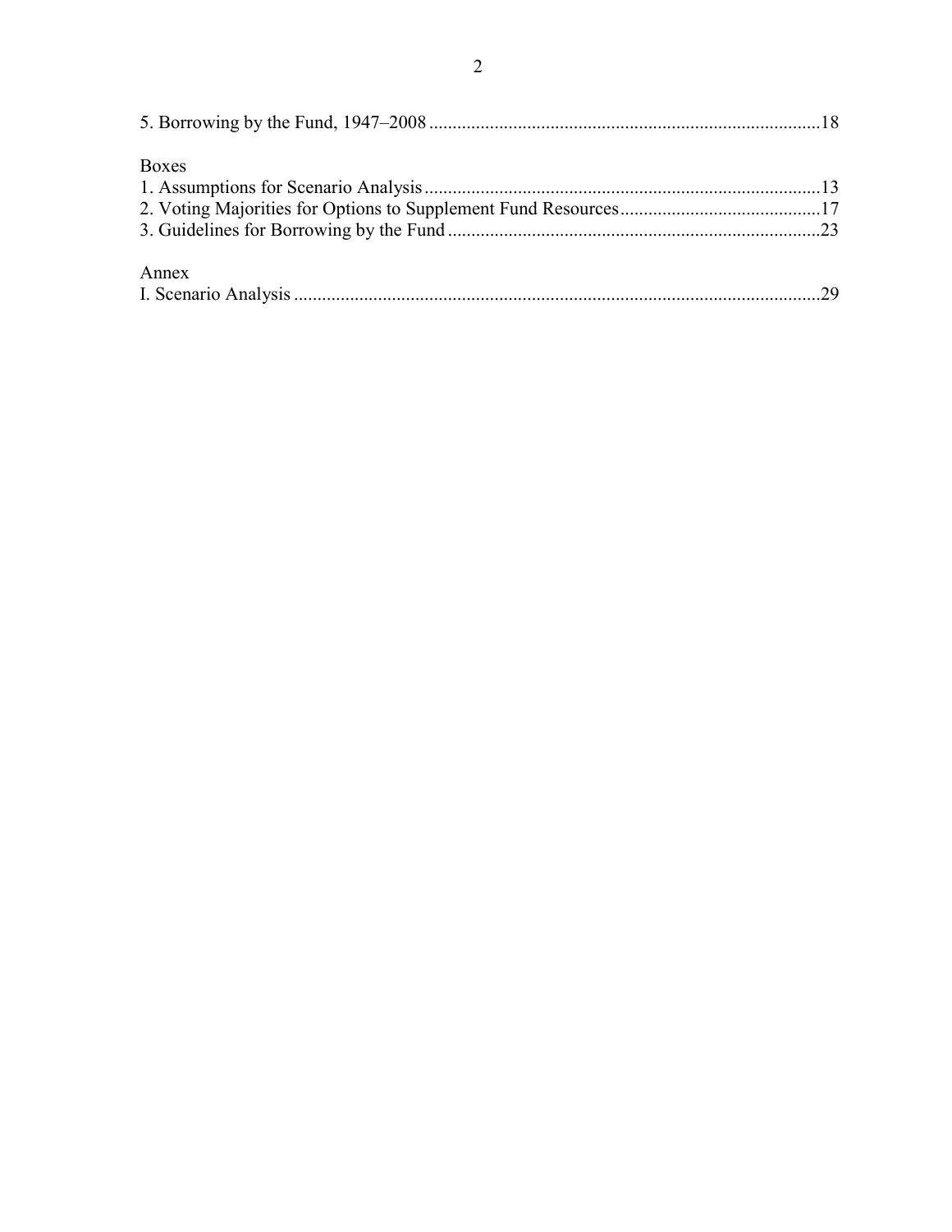5. Borrowing by the Fund, 1947–2008 ....................................................................................18

Boxes

1. Assumptions for Scenario Analysis .....................................................................................13
2. Voting Majorities for Options to Supplement Fund Resources...........................................17
3. Guidelines for Borrowing by the Fund ................................................................................23

Annex

I. Scenario Analysis ..................................................................................................................29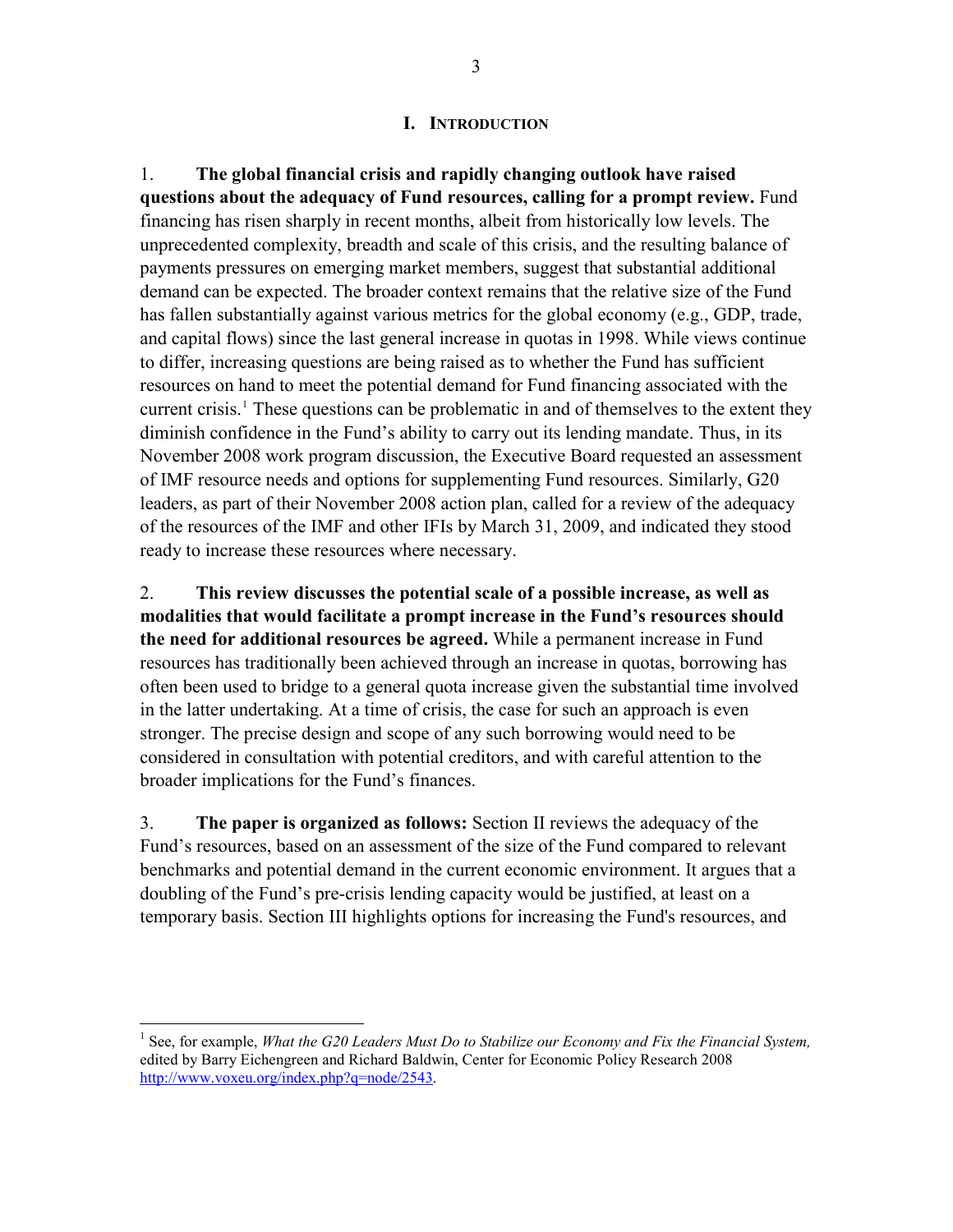# I. INTRODUCTION

1. **The global financial crisis and rapidly changing outlook have raised questions about the adequacy of Fund resources, calling for a prompt review.** Fund financing has risen sharply in recent months, albeit from historically low levels. The unprecedented complexity, breadth and scale of this crisis, and the resulting balance of payments pressures on emerging market members, suggest that substantial additional demand can be expected. The broader context remains that the relative size of the Fund has fallen substantially against various metrics for the global economy (e.g., GDP, trade, and capital flows) since the last general increase in quotas in 1998. While views continue to differ, increasing questions are being raised as to whether the Fund has sufficient resources on hand to meet the potential demand for Fund financing associated with the current crisis.[1] These questions can be problematic in and of themselves to the extent they diminish confidence in the Fund's ability to carry out its lending mandate. Thus, in its November 2008 work program discussion, the Executive Board requested an assessment of IMF resource needs and options for supplementing Fund resources. Similarly, G20 leaders, as part of their November 2008 action plan, called for a review of the adequacy of the resources of the IMF and other IFIs by March 31, 2009, and indicated they stood ready to increase these resources where necessary.

2. **This review discusses the potential scale of a possible increase, as well as modalities that would facilitate a prompt increase in the Fund's resources should the need for additional resources be agreed.** While a permanent increase in Fund resources has traditionally been achieved through an increase in quotas, borrowing has often been used to bridge to a general quota increase given the substantial time involved in the latter undertaking. At a time of crisis, the case for such an approach is even stronger. The precise design and scope of any such borrowing would need to be considered in consultation with potential creditors, and with careful attention to the broader implications for the Fund's finances.

3. **The paper is organized as follows:** Section II reviews the adequacy of the Fund's resources, based on an assessment of the size of the Fund compared to relevant benchmarks and potential demand in the current economic environment. It argues that a doubling of the Fund's pre-crisis lending capacity would be justified, at least on a temporary basis. Section III highlights options for increasing the Fund's resources, and

---

[1] See, for example, *What the G20 Leaders Must Do to Stabilize our Economy and Fix the Financial System,* edited by Barry Eichengreen and Richard Baldwin, Center for Economic Policy Research 2008 http://www.voxeu.org/index.php?q=node/2543.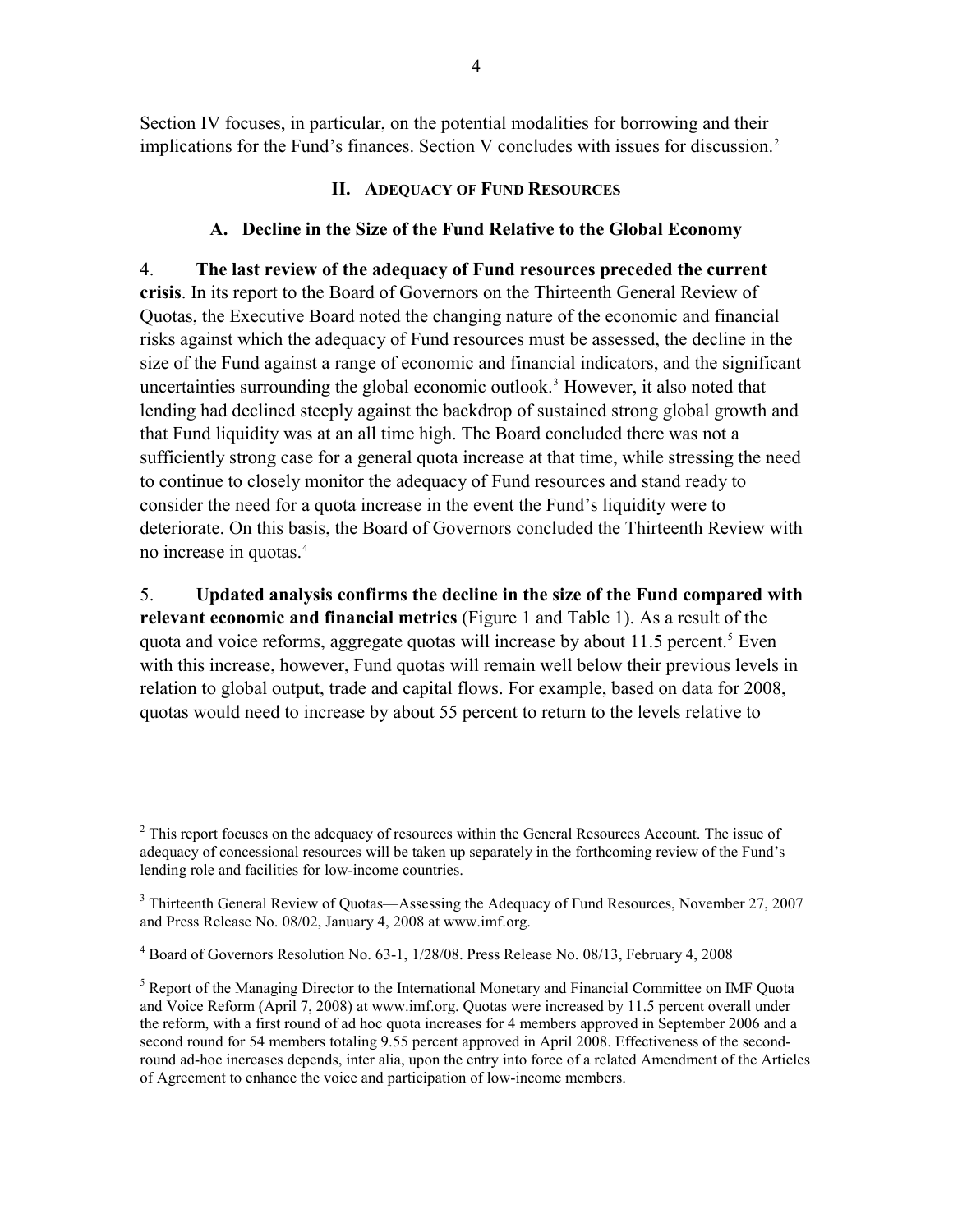Section IV focuses, in particular, on the potential modalities for borrowing and their implications for the Fund's finances. Section V concludes with issues for discussion.[2]

## II. Adequacy of Fund Resources

### A. Decline in the Size of the Fund Relative to the Global Economy

4. **The last review of the adequacy of Fund resources preceded the current crisis**. In its report to the Board of Governors on the Thirteenth General Review of Quotas, the Executive Board noted the changing nature of the economic and financial risks against which the adequacy of Fund resources must be assessed, the decline in the size of the Fund against a range of economic and financial indicators, and the significant uncertainties surrounding the global economic outlook.[3] However, it also noted that lending had declined steeply against the backdrop of sustained strong global growth and that Fund liquidity was at an all time high. The Board concluded there was not a sufficiently strong case for a general quota increase at that time, while stressing the need to continue to closely monitor the adequacy of Fund resources and stand ready to consider the need for a quota increase in the event the Fund's liquidity were to deteriorate. On this basis, the Board of Governors concluded the Thirteenth Review with no increase in quotas.[4]

5. **Updated analysis confirms the decline in the size of the Fund compared with relevant economic and financial metrics** (Figure 1 and Table 1). As a result of the quota and voice reforms, aggregate quotas will increase by about 11.5 percent.[5] Even with this increase, however, Fund quotas will remain well below their previous levels in relation to global output, trade and capital flows. For example, based on data for 2008, quotas would need to increase by about 55 percent to return to the levels relative to

---

[2] This report focuses on the adequacy of resources within the General Resources Account. The issue of adequacy of concessional resources will be taken up separately in the forthcoming review of the Fund's lending role and facilities for low-income countries.

[3] Thirteenth General Review of Quotas—Assessing the Adequacy of Fund Resources, November 27, 2007 and Press Release No. 08/02, January 4, 2008 at www.imf.org.

[4] Board of Governors Resolution No. 63-1, 1/28/08. Press Release No. 08/13, February 4, 2008

[5] Report of the Managing Director to the International Monetary and Financial Committee on IMF Quota and Voice Reform (April 7, 2008) at www.imf.org. Quotas were increased by 11.5 percent overall under the reform, with a first round of ad hoc quota increases for 4 members approved in September 2006 and a second round for 54 members totaling 9.55 percent approved in April 2008. Effectiveness of the second-round ad-hoc increases depends, inter alia, upon the entry into force of a related Amendment of the Articles of Agreement to enhance the voice and participation of low-income members.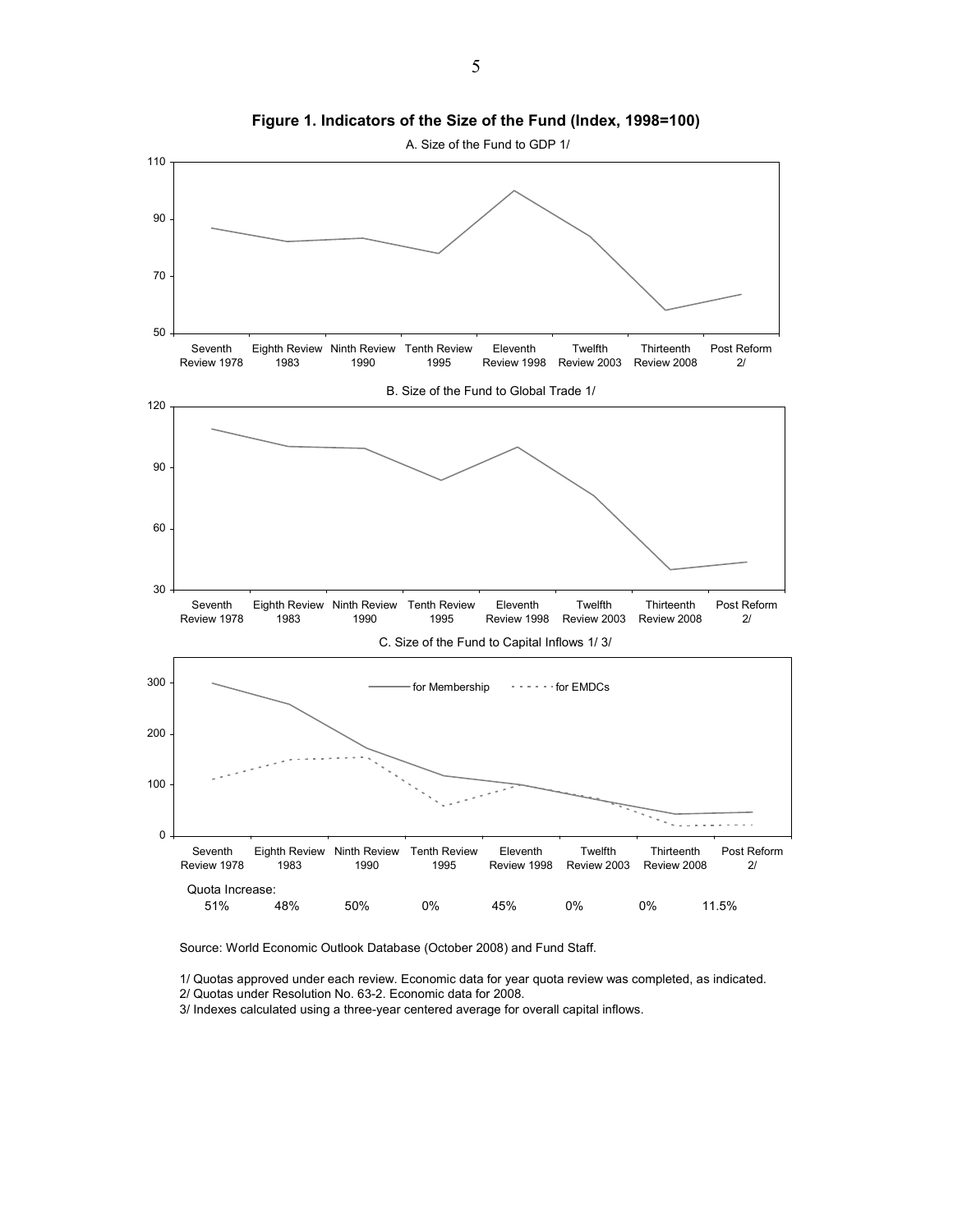**Figure 1. Indicators of the Size of the Fund (Index, 1998=100)**

A. Size of the Fund to GDP 1/

B. Size of the Fund to Global Trade 1/

C. Size of the Fund to Capital Inflows 1/ 3/

| | Seventh Review 1978 | Eighth Review 1983 | Ninth Review 1990 | Tenth Review 1995 | Eleventh Review 1998 | Twelfth Review 2003 | Thirteenth Review 2008 | Post Reform 2/ |
|---|---|---|---|---|---|---|---|---|
| Quota Increase: | 51% | 48% | 50% | 0% | 45% | 0% | 0% | 11.5% |

Source: World Economic Outlook Database (October 2008) and Fund Staff.

1/ Quotas approved under each review. Economic data for year quota review was completed, as indicated.
2/ Quotas under Resolution No. 63-2. Economic data for 2008.
3/ Indexes calculated using a three-year centered average for overall capital inflows.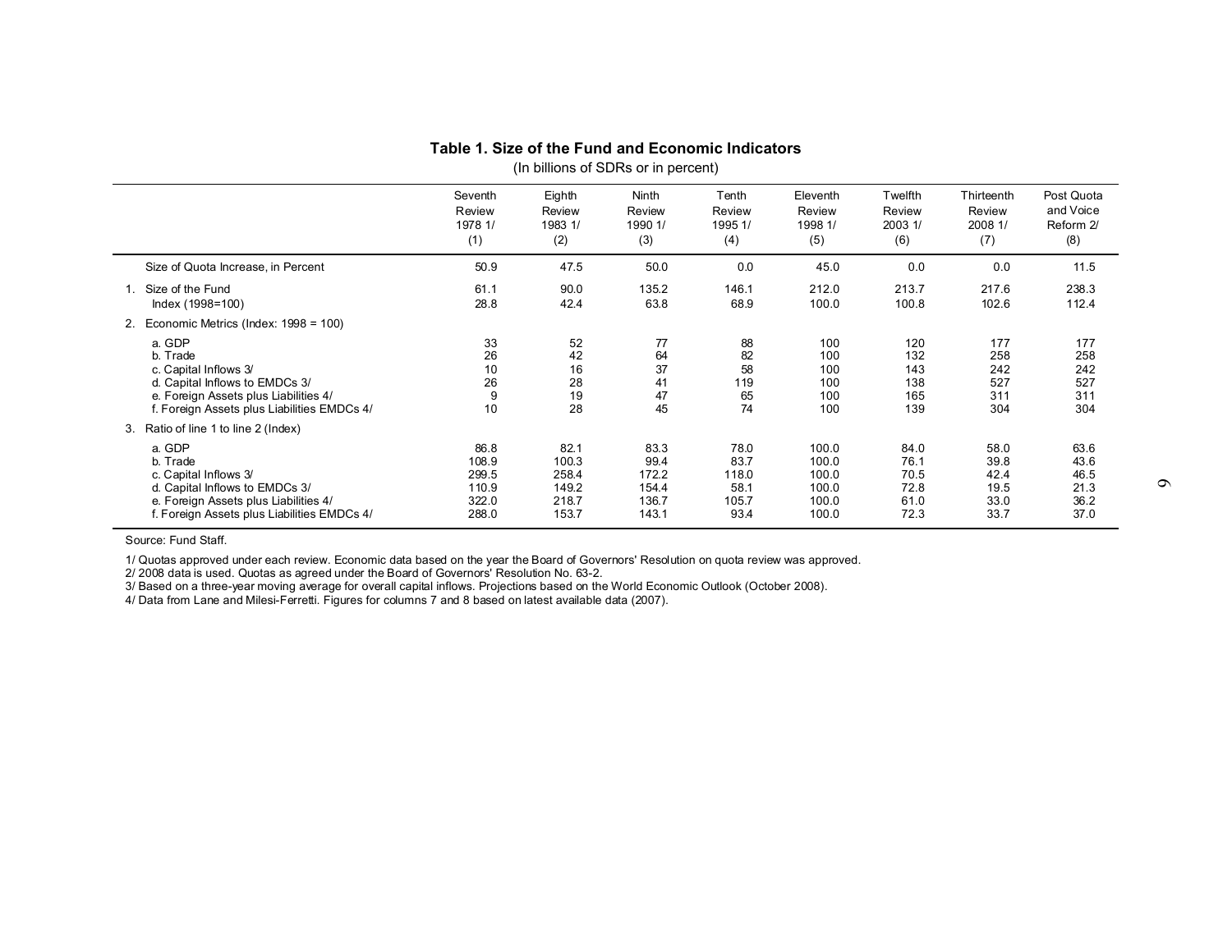**Table 1. Size of the Fund and Economic Indicators**

(In billions of SDRs or in percent)

| | Seventh Review 1978 1/ (1) | Eighth Review 1983 1/ (2) | Ninth Review 1990 1/ (3) | Tenth Review 1995 1/ (4) | Eleventh Review 1998 1/ (5) | Twelfth Review 2003 1/ (6) | Thirteenth Review 2008 1/ (7) | Post Quota and Voice Reform 2/ (8) |
|---|---|---|---|---|---|---|---|---|
| Size of Quota Increase, in Percent | 50.9 | 47.5 | 50.0 | 0.0 | 45.0 | 0.0 | 0.0 | 11.5 |
| 1. Size of the Fund | 61.1 | 90.0 | 135.2 | 146.1 | 212.0 | 213.7 | 217.6 | 238.3 |
| Index (1998=100) | 28.8 | 42.4 | 63.8 | 68.9 | 100.0 | 100.8 | 102.6 | 112.4 |
| 2. Economic Metrics (Index: 1998 = 100) | | | | | | | | |
| a. GDP | 33 | 52 | 77 | 88 | 100 | 120 | 177 | 177 |
| b. Trade | 26 | 42 | 64 | 82 | 100 | 132 | 258 | 258 |
| c. Capital Inflows 3/ | 10 | 16 | 37 | 58 | 100 | 143 | 242 | 242 |
| d. Capital Inflows to EMDCs 3/ | 26 | 28 | 41 | 119 | 100 | 138 | 527 | 527 |
| e. Foreign Assets plus Liabilities 4/ | 9 | 19 | 47 | 65 | 100 | 165 | 311 | 311 |
| f. Foreign Assets plus Liabilities EMDCs 4/ | 10 | 28 | 45 | 74 | 100 | 139 | 304 | 304 |
| 3. Ratio of line 1 to line 2 (Index) | | | | | | | | |
| a. GDP | 86.8 | 82.1 | 83.3 | 78.0 | 100.0 | 84.0 | 58.0 | 63.6 |
| b. Trade | 108.9 | 100.3 | 99.4 | 83.7 | 100.0 | 76.1 | 39.8 | 43.6 |
| c. Capital Inflows 3/ | 299.5 | 258.4 | 172.2 | 118.0 | 100.0 | 70.5 | 42.4 | 46.5 |
| d. Capital Inflows to EMDCs 3/ | 110.9 | 149.2 | 154.4 | 58.1 | 100.0 | 72.8 | 19.5 | 21.3 |
| e. Foreign Assets plus Liabilities 4/ | 322.0 | 218.7 | 136.7 | 105.7 | 100.0 | 61.0 | 33.0 | 36.2 |
| f. Foreign Assets plus Liabilities EMDCs 4/ | 288.0 | 153.7 | 143.1 | 93.4 | 100.0 | 72.3 | 33.7 | 37.0 |

Source: Fund Staff.

1/ Quotas approved under each review. Economic data based on the year the Board of Governors' Resolution on quota review was approved.

2/ 2008 data is used. Quotas as agreed under the Board of Governors' Resolution No. 63-2.

3/ Based on a three-year moving average for overall capital inflows. Projections based on the World Economic Outlook (October 2008).

4/ Data from Lane and Milesi-Ferretti. Figures for columns 7 and 8 based on latest available data (2007).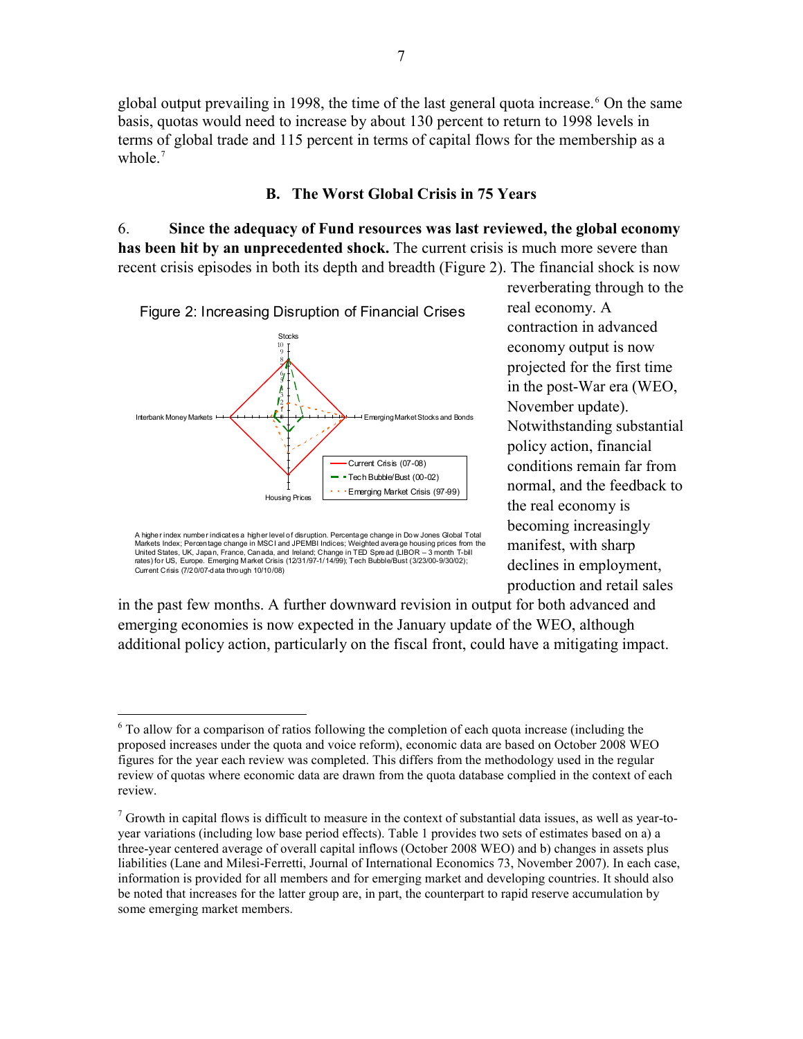global output prevailing in 1998, the time of the last general quota increase.[6] On the same basis, quotas would need to increase by about 130 percent to return to 1998 levels in terms of global trade and 115 percent in terms of capital flows for the membership as a whole.[7]

### B. The Worst Global Crisis in 75 Years

6. **Since the adequacy of Fund resources was last reviewed, the global economy has been hit by an unprecedented shock.** The current crisis is much more severe than recent crisis episodes in both its depth and breadth (Figure 2). The financial shock is now reverberating through to the real economy. A contraction in advanced economy output is now projected for the first time in the post-War era (WEO, November update). Notwithstanding substantial policy action, financial conditions remain far from normal, and the feedback to the real economy is becoming increasingly manifest, with sharp declines in employment, production and retail sales in the past few months. A further downward revision in output for both advanced and emerging economies is now expected in the January update of the WEO, although additional policy action, particularly on the fiscal front, could have a mitigating impact.

Figure 2: Increasing Disruption of Financial Crises

A higher index number indicates a higher level of disruption. Percentage change in Dow Jones Global Total Markets Index; Percentage change in MSCI and JPEMBI Indices; Weighted average housing prices from the United States, UK, Japan, France, Canada, and Ireland; Change in TED Spread (LIBOR – 3 month T-bill rates) for US, Europe. Emerging Market Crisis (12/31/97-1/14/99); Tech Bubble/Bust (3/23/00-9/30/02); Current Crisis (7/20/07-data through 10/10/08)

---

[6] To allow for a comparison of ratios following the completion of each quota increase (including the proposed increases under the quota and voice reform), economic data are based on October 2008 WEO figures for the year each review was completed. This differs from the methodology used in the regular review of quotas where economic data are drawn from the quota database complied in the context of each review.

[7] Growth in capital flows is difficult to measure in the context of substantial data issues, as well as year-to-year variations (including low base period effects). Table 1 provides two sets of estimates based on a) a three-year centered average of overall capital inflows (October 2008 WEO) and b) changes in assets plus liabilities (Lane and Milesi-Ferretti, Journal of International Economics 73, November 2007). In each case, information is provided for all members and for emerging market and developing countries. It should also be noted that increases for the latter group are, in part, the counterpart to rapid reserve accumulation by some emerging market members.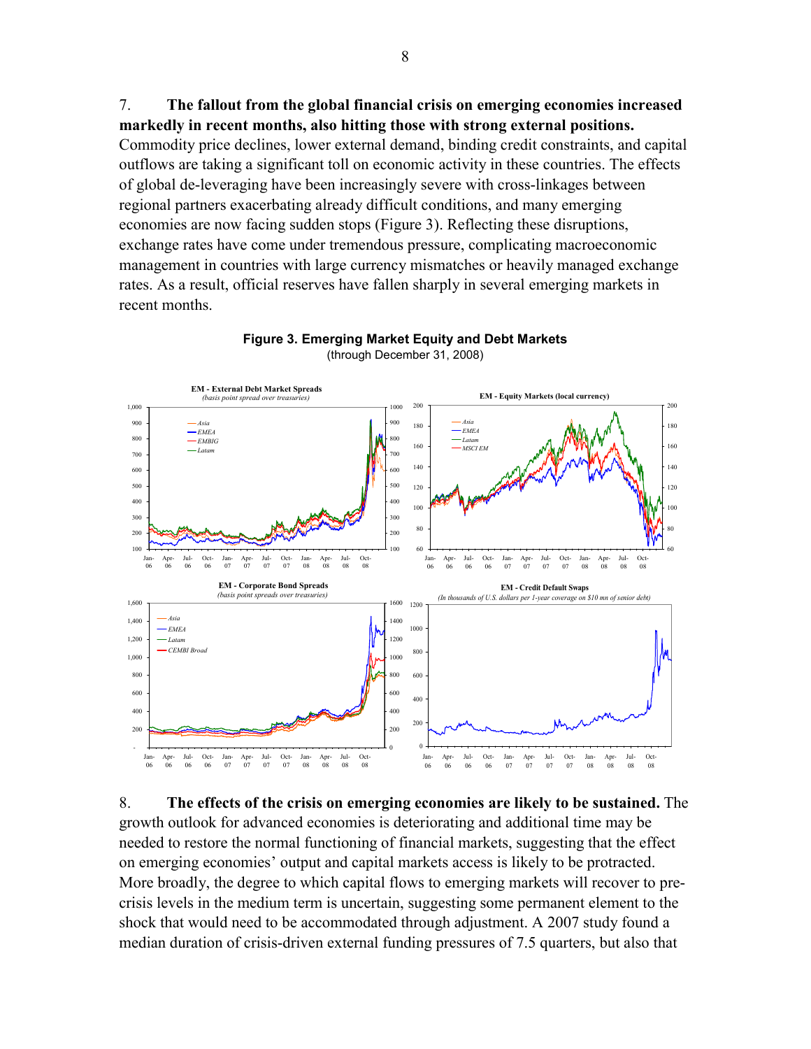7. **The fallout from the global financial crisis on emerging economies increased markedly in recent months, also hitting those with strong external positions.** Commodity price declines, lower external demand, binding credit constraints, and capital outflows are taking a significant toll on economic activity in these countries. The effects of global de-leveraging have been increasingly severe with cross-linkages between regional partners exacerbating already difficult conditions, and many emerging economies are now facing sudden stops (Figure 3). Reflecting these disruptions, exchange rates have come under tremendous pressure, complicating macroeconomic management in countries with large currency mismatches or heavily managed exchange rates. As a result, official reserves have fallen sharply in several emerging markets in recent months.

**Figure 3. Emerging Market Equity and Debt Markets**
(through December 31, 2008)

8. **The effects of the crisis on emerging economies are likely to be sustained.** The growth outlook for advanced economies is deteriorating and additional time may be needed to restore the normal functioning of financial markets, suggesting that the effect on emerging economies' output and capital markets access is likely to be protracted. More broadly, the degree to which capital flows to emerging markets will recover to pre-crisis levels in the medium term is uncertain, suggesting some permanent element to the shock that would need to be accommodated through adjustment. A 2007 study found a median duration of crisis-driven external funding pressures of 7.5 quarters, but also that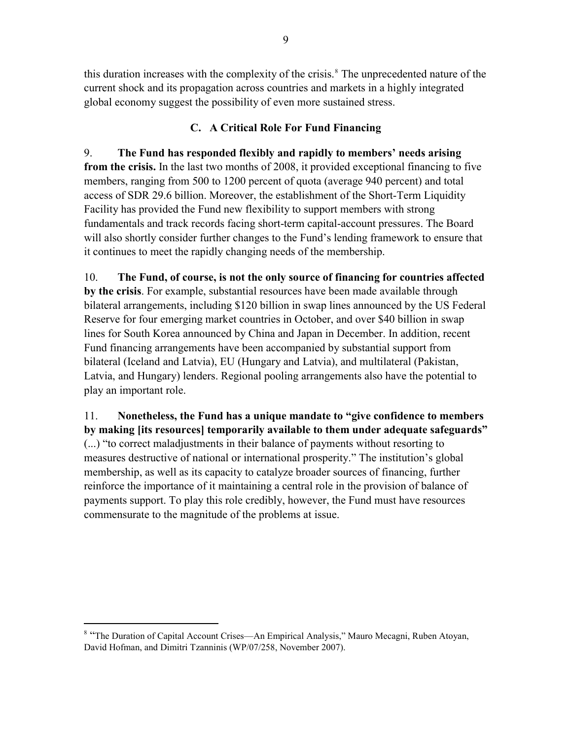this duration increases with the complexity of the crisis.[8] The unprecedented nature of the current shock and its propagation across countries and markets in a highly integrated global economy suggest the possibility of even more sustained stress.

## C. A Critical Role For Fund Financing

9. **The Fund has responded flexibly and rapidly to members' needs arising from the crisis.** In the last two months of 2008, it provided exceptional financing to five members, ranging from 500 to 1200 percent of quota (average 940 percent) and total access of SDR 29.6 billion. Moreover, the establishment of the Short-Term Liquidity Facility has provided the Fund new flexibility to support members with strong fundamentals and track records facing short-term capital-account pressures. The Board will also shortly consider further changes to the Fund's lending framework to ensure that it continues to meet the rapidly changing needs of the membership.

10. **The Fund, of course, is not the only source of financing for countries affected by the crisis**. For example, substantial resources have been made available through bilateral arrangements, including $120 billion in swap lines announced by the US Federal Reserve for four emerging market countries in October, and over $40 billion in swap lines for South Korea announced by China and Japan in December. In addition, recent Fund financing arrangements have been accompanied by substantial support from bilateral (Iceland and Latvia), EU (Hungary and Latvia), and multilateral (Pakistan, Latvia, and Hungary) lenders. Regional pooling arrangements also have the potential to play an important role.

11. **Nonetheless, the Fund has a unique mandate to "give confidence to members by making [its resources] temporarily available to them under adequate safeguards"** (...) "to correct maladjustments in their balance of payments without resorting to measures destructive of national or international prosperity." The institution's global membership, as well as its capacity to catalyze broader sources of financing, further reinforce the importance of it maintaining a central role in the provision of balance of payments support. To play this role credibly, however, the Fund must have resources commensurate to the magnitude of the problems at issue.

---

[8] "The Duration of Capital Account Crises—An Empirical Analysis," Mauro Mecagni, Ruben Atoyan, David Hofman, and Dimitri Tzanninis (WP/07/258, November 2007).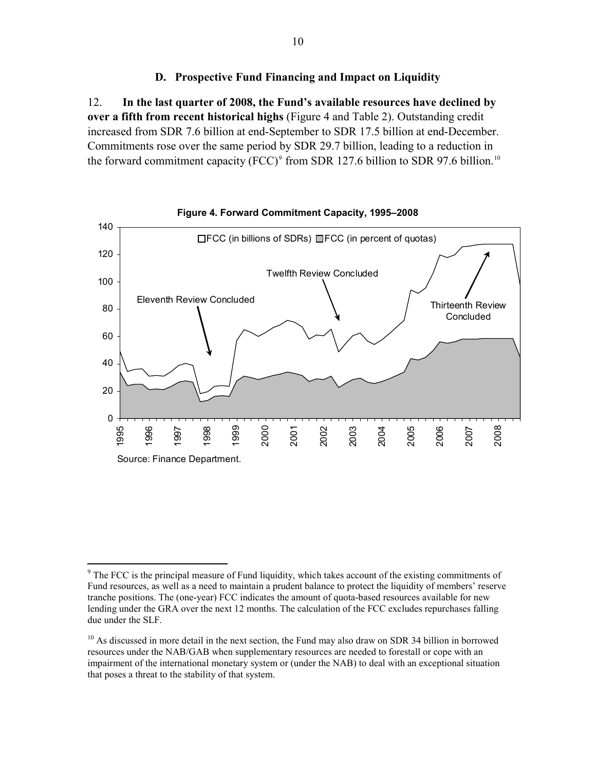### D. Prospective Fund Financing and Impact on Liquidity

12. **In the last quarter of 2008, the Fund's available resources have declined by over a fifth from recent historical highs** (Figure 4 and Table 2). Outstanding credit increased from SDR 7.6 billion at end-September to SDR 17.5 billion at end-December. Commitments rose over the same period by SDR 29.7 billion, leading to a reduction in the forward commitment capacity (FCC)[9] from SDR 127.6 billion to SDR 97.6 billion.[10]

**Figure 4. Forward Commitment Capacity, 1995–2008**

Source: Finance Department.

---

[9] The FCC is the principal measure of Fund liquidity, which takes account of the existing commitments of Fund resources, as well as a need to maintain a prudent balance to protect the liquidity of members' reserve tranche positions. The (one-year) FCC indicates the amount of quota-based resources available for new lending under the GRA over the next 12 months. The calculation of the FCC excludes repurchases falling due under the SLF.

[10] As discussed in more detail in the next section, the Fund may also draw on SDR 34 billion in borrowed resources under the NAB/GAB when supplementary resources are needed to forestall or cope with an impairment of the international monetary system or (under the NAB) to deal with an exceptional situation that poses a threat to the stability of that system.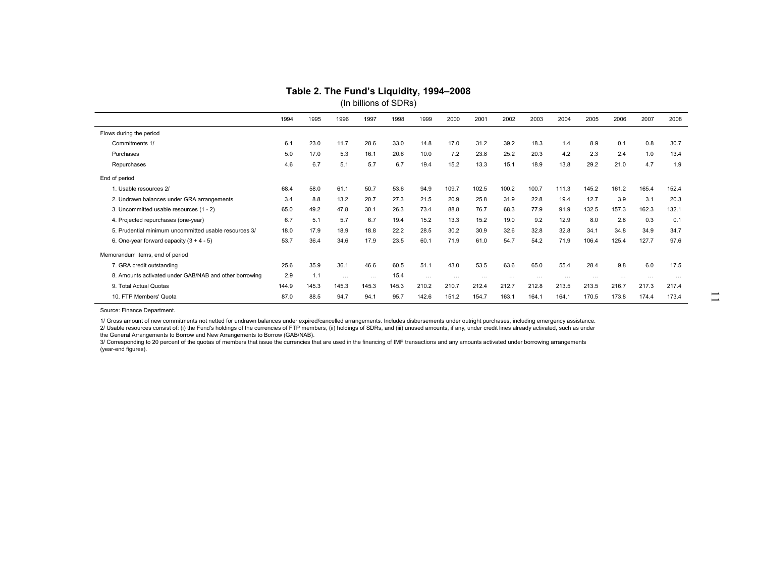## Table 2. The Fund's Liquidity, 1994–2008

(In billions of SDRs)

| | 1994 | 1995 | 1996 | 1997 | 1998 | 1999 | 2000 | 2001 | 2002 | 2003 | 2004 | 2005 | 2006 | 2007 | 2008 |
|---|---|---|---|---|---|---|---|---|---|---|---|---|---|---|---|
| Flows during the period | | | | | | | | | | | | | | | |
| Commitments 1/ | 6.1 | 23.0 | 11.7 | 28.6 | 33.0 | 14.8 | 17.0 | 31.2 | 39.2 | 18.3 | 1.4 | 8.9 | 0.1 | 0.8 | 30.7 |
| Purchases | 5.0 | 17.0 | 5.3 | 16.1 | 20.6 | 10.0 | 7.2 | 23.8 | 25.2 | 20.3 | 4.2 | 2.3 | 2.4 | 1.0 | 13.4 |
| Repurchases | 4.6 | 6.7 | 5.1 | 5.7 | 6.7 | 19.4 | 15.2 | 13.3 | 15.1 | 18.9 | 13.8 | 29.2 | 21.0 | 4.7 | 1.9 |
| End of period | | | | | | | | | | | | | | | |
| 1. Usable resources 2/ | 68.4 | 58.0 | 61.1 | 50.7 | 53.6 | 94.9 | 109.7 | 102.5 | 100.2 | 100.7 | 111.3 | 145.2 | 161.2 | 165.4 | 152.4 |
| 2. Undrawn balances under GRA arrangements | 3.4 | 8.8 | 13.2 | 20.7 | 27.3 | 21.5 | 20.9 | 25.8 | 31.9 | 22.8 | 19.4 | 12.7 | 3.9 | 3.1 | 20.3 |
| 3. Uncommitted usable resources (1 - 2) | 65.0 | 49.2 | 47.8 | 30.1 | 26.3 | 73.4 | 88.8 | 76.7 | 68.3 | 77.9 | 91.9 | 132.5 | 157.3 | 162.3 | 132.1 |
| 4. Projected repurchases (one-year) | 6.7 | 5.1 | 5.7 | 6.7 | 19.4 | 15.2 | 13.3 | 15.2 | 19.0 | 9.2 | 12.9 | 8.0 | 2.8 | 0.3 | 0.1 |
| 5. Prudential minimum uncommitted usable resources 3/ | 18.0 | 17.9 | 18.9 | 18.8 | 22.2 | 28.5 | 30.2 | 30.9 | 32.6 | 32.8 | 32.8 | 34.1 | 34.8 | 34.9 | 34.7 |
| 6. One-year forward capacity (3 + 4 - 5) | 53.7 | 36.4 | 34.6 | 17.9 | 23.5 | 60.1 | 71.9 | 61.0 | 54.7 | 54.2 | 71.9 | 106.4 | 125.4 | 127.7 | 97.6 |
| Memorandum items, end of period | | | | | | | | | | | | | | | |
| 7. GRA credit outstanding | 25.6 | 35.9 | 36.1 | 46.6 | 60.5 | 51.1 | 43.0 | 53.5 | 63.6 | 65.0 | 55.4 | 28.4 | 9.8 | 6.0 | 17.5 |
| 8. Amounts activated under GAB/NAB and other borrowing | 2.9 | 1.1 | … | … | 15.4 | … | … | … | … | … | … | … | … | … | … |
| 9. Total Actual Quotas | 144.9 | 145.3 | 145.3 | 145.3 | 145.3 | 210.2 | 210.7 | 212.4 | 212.7 | 212.8 | 213.5 | 213.5 | 216.7 | 217.3 | 217.4 |
| 10. FTP Members' Quota | 87.0 | 88.5 | 94.7 | 94.1 | 95.7 | 142.6 | 151.2 | 154.7 | 163.1 | 164.1 | 164.1 | 170.5 | 173.8 | 174.4 | 173.4 |

Source: Finance Department.

1/ Gross amount of new commitments not netted for undrawn balances under expired/cancelled arrangements. Includes disbursements under outright purchases, including emergency assistance.

2/ Usable resources consist of: (i) the Fund's holdings of the currencies of FTP members, (ii) holdings of SDRs, and (iii) unused amounts, if any, under credit lines already activated, such as under the General Arrangements to Borrow and New Arrangements to Borrow (GAB/NAB).

3/ Corresponding to 20 percent of the quotas of members that issue the currencies that are used in the financing of IMF transactions and any amounts activated under borrowing arrangements (year-end figures).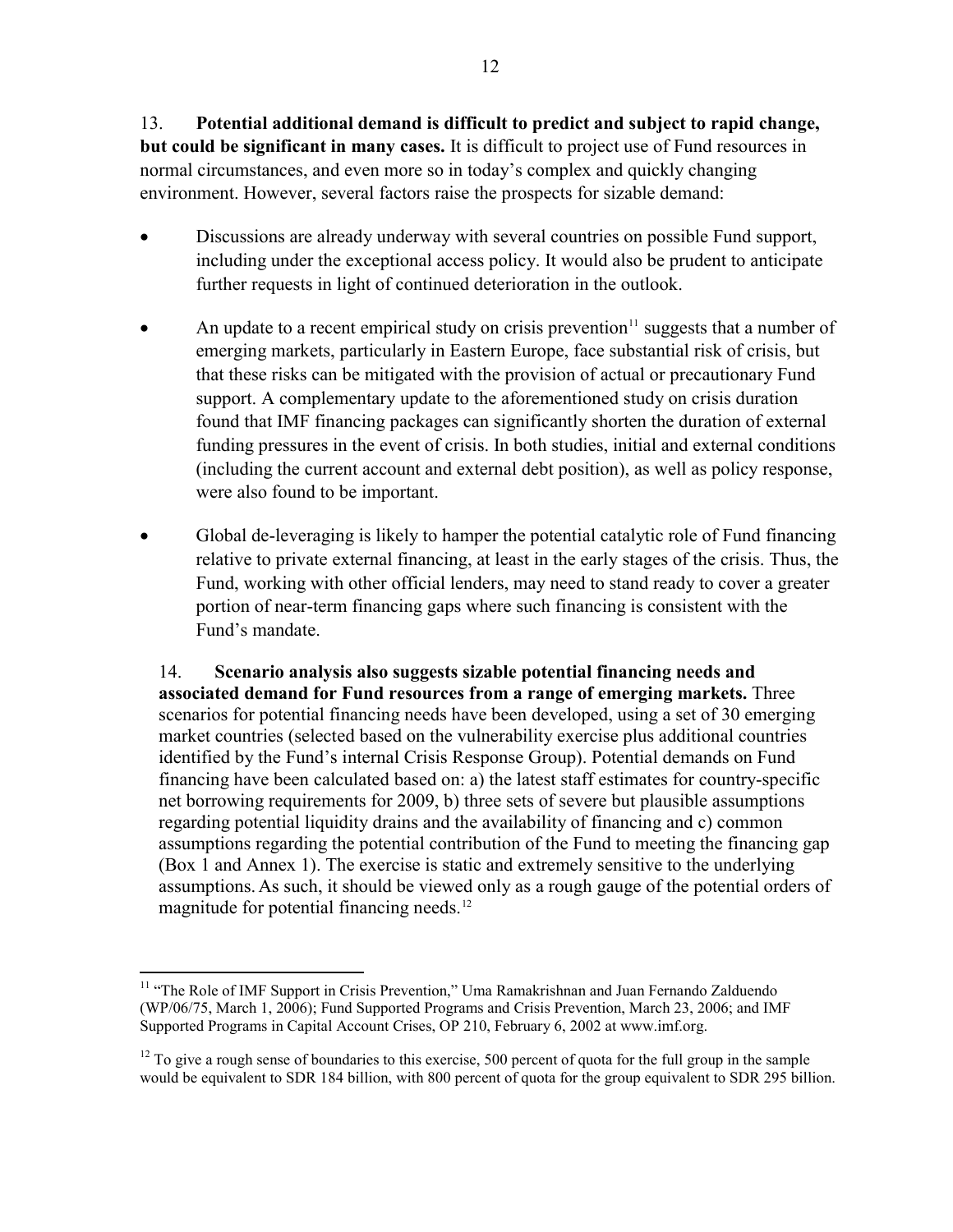13. **Potential additional demand is difficult to predict and subject to rapid change, but could be significant in many cases.** It is difficult to project use of Fund resources in normal circumstances, and even more so in today's complex and quickly changing environment. However, several factors raise the prospects for sizable demand:

- Discussions are already underway with several countries on possible Fund support, including under the exceptional access policy. It would also be prudent to anticipate further requests in light of continued deterioration in the outlook.
- An update to a recent empirical study on crisis prevention[11] suggests that a number of emerging markets, particularly in Eastern Europe, face substantial risk of crisis, but that these risks can be mitigated with the provision of actual or precautionary Fund support. A complementary update to the aforementioned study on crisis duration found that IMF financing packages can significantly shorten the duration of external funding pressures in the event of crisis. In both studies, initial and external conditions (including the current account and external debt position), as well as policy response, were also found to be important.
- Global de-leveraging is likely to hamper the potential catalytic role of Fund financing relative to private external financing, at least in the early stages of the crisis. Thus, the Fund, working with other official lenders, may need to stand ready to cover a greater portion of near-term financing gaps where such financing is consistent with the Fund's mandate.

14. **Scenario analysis also suggests sizable potential financing needs and associated demand for Fund resources from a range of emerging markets.** Three scenarios for potential financing needs have been developed, using a set of 30 emerging market countries (selected based on the vulnerability exercise plus additional countries identified by the Fund's internal Crisis Response Group). Potential demands on Fund financing have been calculated based on: a) the latest staff estimates for country-specific net borrowing requirements for 2009, b) three sets of severe but plausible assumptions regarding potential liquidity drains and the availability of financing and c) common assumptions regarding the potential contribution of the Fund to meeting the financing gap (Box 1 and Annex 1). The exercise is static and extremely sensitive to the underlying assumptions. As such, it should be viewed only as a rough gauge of the potential orders of magnitude for potential financing needs.[12]

---

[11] "The Role of IMF Support in Crisis Prevention," Uma Ramakrishnan and Juan Fernando Zalduendo (WP/06/75, March 1, 2006); Fund Supported Programs and Crisis Prevention, March 23, 2006; and IMF Supported Programs in Capital Account Crises, OP 210, February 6, 2002 at www.imf.org.

[12] To give a rough sense of boundaries to this exercise, 500 percent of quota for the full group in the sample would be equivalent to SDR 184 billion, with 800 percent of quota for the group equivalent to SDR 295 billion.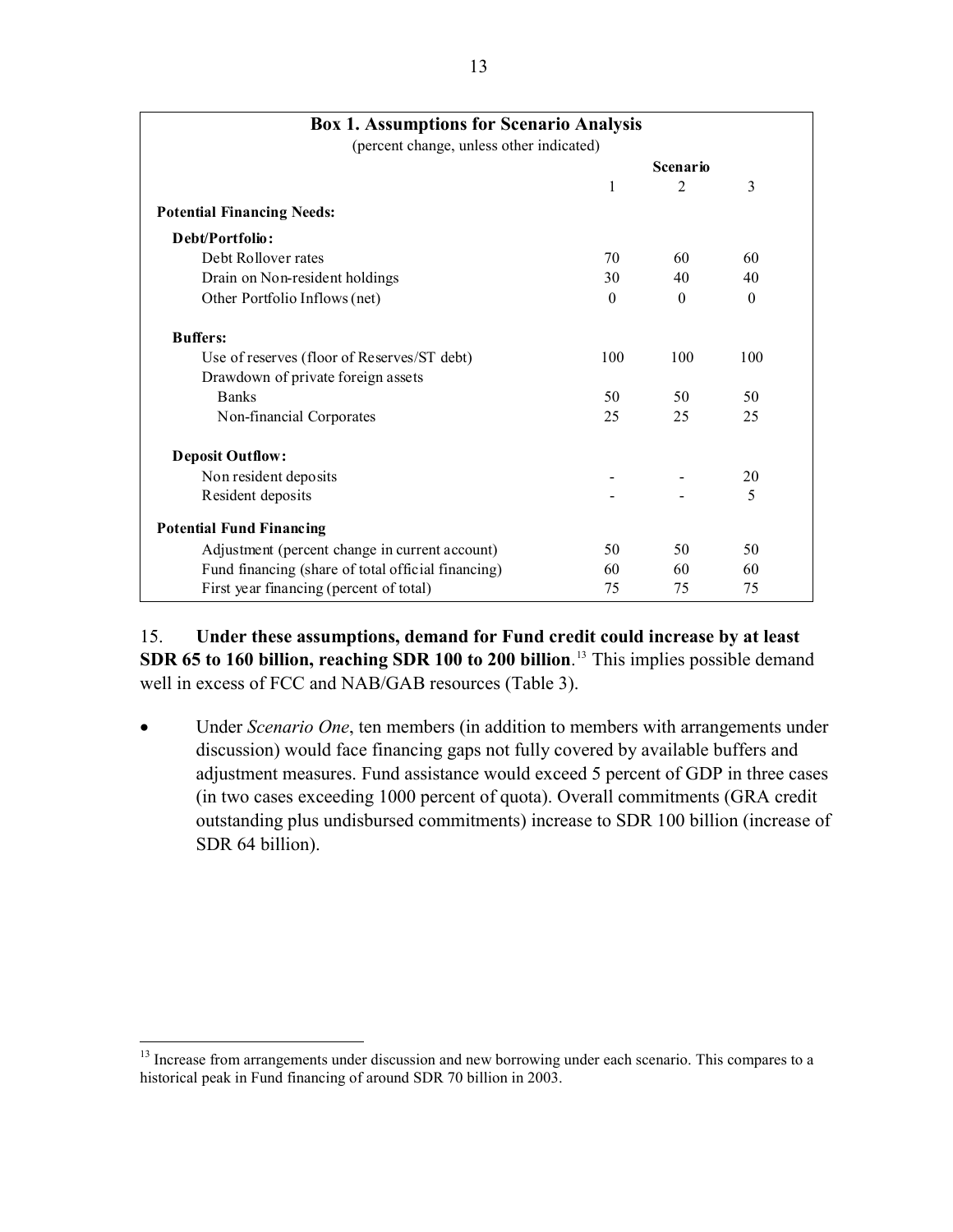**Box 1. Assumptions for Scenario Analysis**

(percent change, unless other indicated)

| | Scenario | | |
|---|---|---|---|
| | 1 | 2 | 3 |
| **Potential Financing Needs:** | | | |
| **Debt/Portfolio:** | | | |
| Debt Rollover rates | 70 | 60 | 60 |
| Drain on Non-resident holdings | 30 | 40 | 40 |
| Other Portfolio Inflows (net) | 0 | 0 | 0 |
| **Buffers:** | | | |
| Use of reserves (floor of Reserves/ST debt) | 100 | 100 | 100 |
| Drawdown of private foreign assets | | | |
| Banks | 50 | 50 | 50 |
| Non-financial Corporates | 25 | 25 | 25 |
| **Deposit Outflow:** | | | |
| Non resident deposits | - | - | 20 |
| Resident deposits | - | - | 5 |
| **Potential Fund Financing** | | | |
| Adjustment (percent change in current account) | 50 | 50 | 50 |
| Fund financing (share of total official financing) | 60 | 60 | 60 |
| First year financing (percent of total) | 75 | 75 | 75 |

15. **Under these assumptions, demand for Fund credit could increase by at least SDR 65 to 160 billion, reaching SDR 100 to 200 billion**.[13] This implies possible demand well in excess of FCC and NAB/GAB resources (Table 3).

- Under *Scenario One*, ten members (in addition to members with arrangements under discussion) would face financing gaps not fully covered by available buffers and adjustment measures. Fund assistance would exceed 5 percent of GDP in three cases (in two cases exceeding 1000 percent of quota). Overall commitments (GRA credit outstanding plus undisbursed commitments) increase to SDR 100 billion (increase of SDR 64 billion).

[13] Increase from arrangements under discussion and new borrowing under each scenario. This compares to a historical peak in Fund financing of around SDR 70 billion in 2003.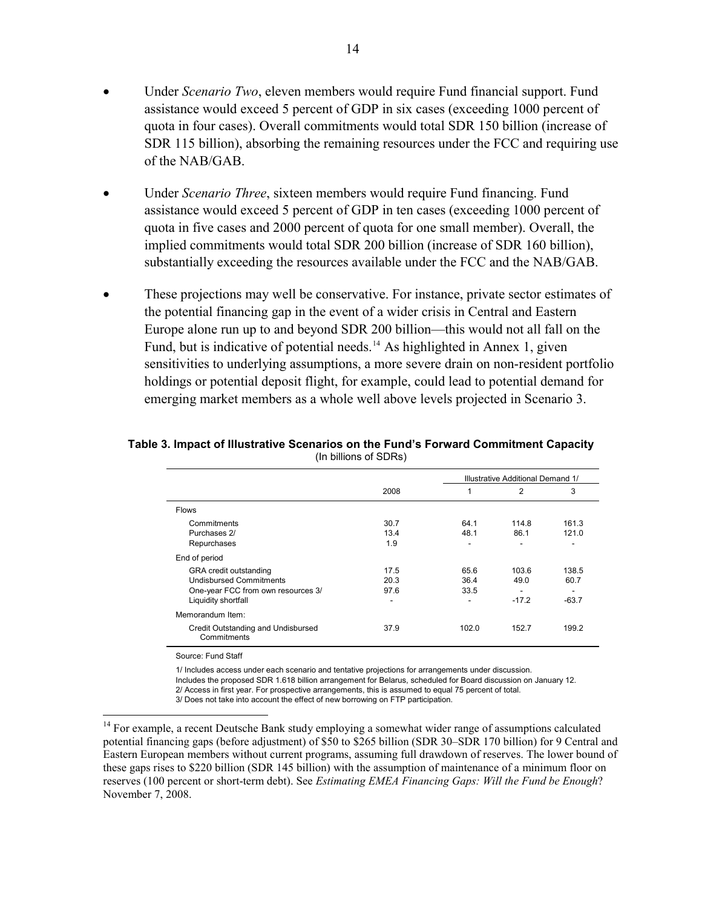- Under *Scenario Two*, eleven members would require Fund financial support. Fund assistance would exceed 5 percent of GDP in six cases (exceeding 1000 percent of quota in four cases). Overall commitments would total SDR 150 billion (increase of SDR 115 billion), absorbing the remaining resources under the FCC and requiring use of the NAB/GAB.

- Under *Scenario Three*, sixteen members would require Fund financing. Fund assistance would exceed 5 percent of GDP in ten cases (exceeding 1000 percent of quota in five cases and 2000 percent of quota for one small member). Overall, the implied commitments would total SDR 200 billion (increase of SDR 160 billion), substantially exceeding the resources available under the FCC and the NAB/GAB.

- These projections may well be conservative. For instance, private sector estimates of the potential financing gap in the event of a wider crisis in Central and Eastern Europe alone run up to and beyond SDR 200 billion—this would not all fall on the Fund, but is indicative of potential needs.[14] As highlighted in Annex 1, given sensitivities to underlying assumptions, a more severe drain on non-resident portfolio holdings or potential deposit flight, for example, could lead to potential demand for emerging market members as a whole well above levels projected in Scenario 3.

**Table 3. Impact of Illustrative Scenarios on the Fund's Forward Commitment Capacity**
(In billions of SDRs)

| | | Illustrative Additional Demand 1/ | | |
|---|---|---|---|---|
| | 2008 | 1 | 2 | 3 |
| Flows | | | | |
| Commitments | 30.7 | 64.1 | 114.8 | 161.3 |
| Purchases 2/ | 13.4 | 48.1 | 86.1 | 121.0 |
| Repurchases | 1.9 | - | - | - |
| End of period | | | | |
| GRA credit outstanding | 17.5 | 65.6 | 103.6 | 138.5 |
| Undisbursed Commitments | 20.3 | 36.4 | 49.0 | 60.7 |
| One-year FCC from own resources 3/ | 97.6 | 33.5 | - | - |
| Liquidity shortfall | - | - | -17.2 | -63.7 |
| Memorandum Item: | | | | |
| Credit Outstanding and Undisbursed Commitments | 37.9 | 102.0 | 152.7 | 199.2 |

Source: Fund Staff

1/ Includes access under each scenario and tentative projections for arrangements under discussion.
Includes the proposed SDR 1.618 billion arrangement for Belarus, scheduled for Board discussion on January 12.
2/ Access in first year. For prospective arrangements, this is assumed to equal 75 percent of total.
3/ Does not take into account the effect of new borrowing on FTP participation.

[14] For example, a recent Deutsche Bank study employing a somewhat wider range of assumptions calculated potential financing gaps (before adjustment) of $50 to $265 billion (SDR 30–SDR 170 billion) for 9 Central and Eastern European members without current programs, assuming full drawdown of reserves. The lower bound of these gaps rises to $220 billion (SDR 145 billion) with the assumption of maintenance of a minimum floor on reserves (100 percent or short-term debt). See *Estimating EMEA Financing Gaps: Will the Fund be Enough*? November 7, 2008.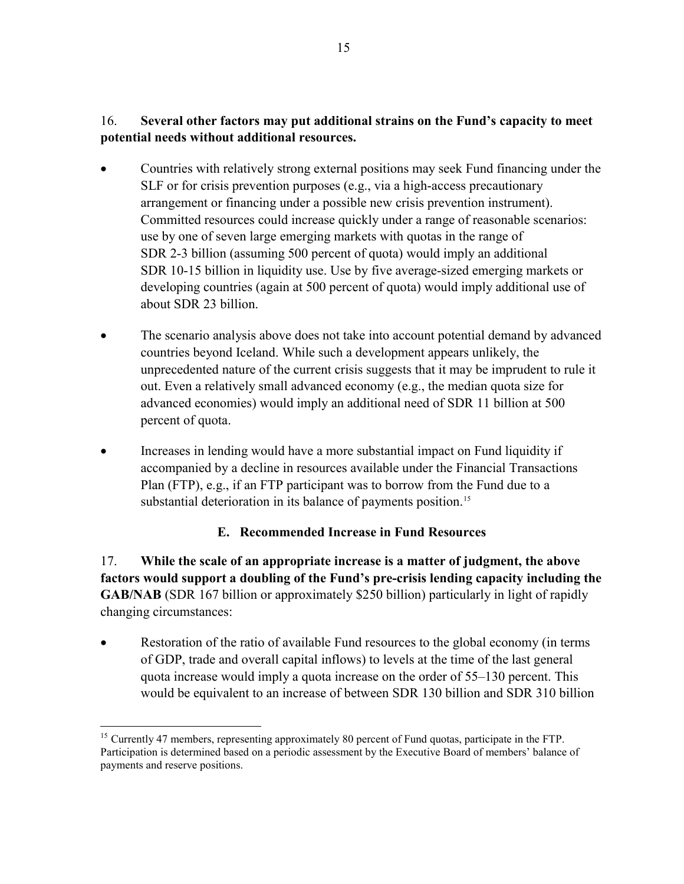16. **Several other factors may put additional strains on the Fund's capacity to meet potential needs without additional resources.**

- Countries with relatively strong external positions may seek Fund financing under the SLF or for crisis prevention purposes (e.g., via a high-access precautionary arrangement or financing under a possible new crisis prevention instrument). Committed resources could increase quickly under a range of reasonable scenarios: use by one of seven large emerging markets with quotas in the range of SDR 2-3 billion (assuming 500 percent of quota) would imply an additional SDR 10-15 billion in liquidity use. Use by five average-sized emerging markets or developing countries (again at 500 percent of quota) would imply additional use of about SDR 23 billion.

- The scenario analysis above does not take into account potential demand by advanced countries beyond Iceland. While such a development appears unlikely, the unprecedented nature of the current crisis suggests that it may be imprudent to rule it out. Even a relatively small advanced economy (e.g., the median quota size for advanced economies) would imply an additional need of SDR 11 billion at 500 percent of quota.

- Increases in lending would have a more substantial impact on Fund liquidity if accompanied by a decline in resources available under the Financial Transactions Plan (FTP), e.g., if an FTP participant was to borrow from the Fund due to a substantial deterioration in its balance of payments position.[15]

### E. Recommended Increase in Fund Resources

17. **While the scale of an appropriate increase is a matter of judgment, the above factors would support a doubling of the Fund's pre-crisis lending capacity including the GAB/NAB** (SDR 167 billion or approximately $250 billion) particularly in light of rapidly changing circumstances:

- Restoration of the ratio of available Fund resources to the global economy (in terms of GDP, trade and overall capital inflows) to levels at the time of the last general quota increase would imply a quota increase on the order of 55–130 percent. This would be equivalent to an increase of between SDR 130 billion and SDR 310 billion

[15] Currently 47 members, representing approximately 80 percent of Fund quotas, participate in the FTP. Participation is determined based on a periodic assessment by the Executive Board of members' balance of payments and reserve positions.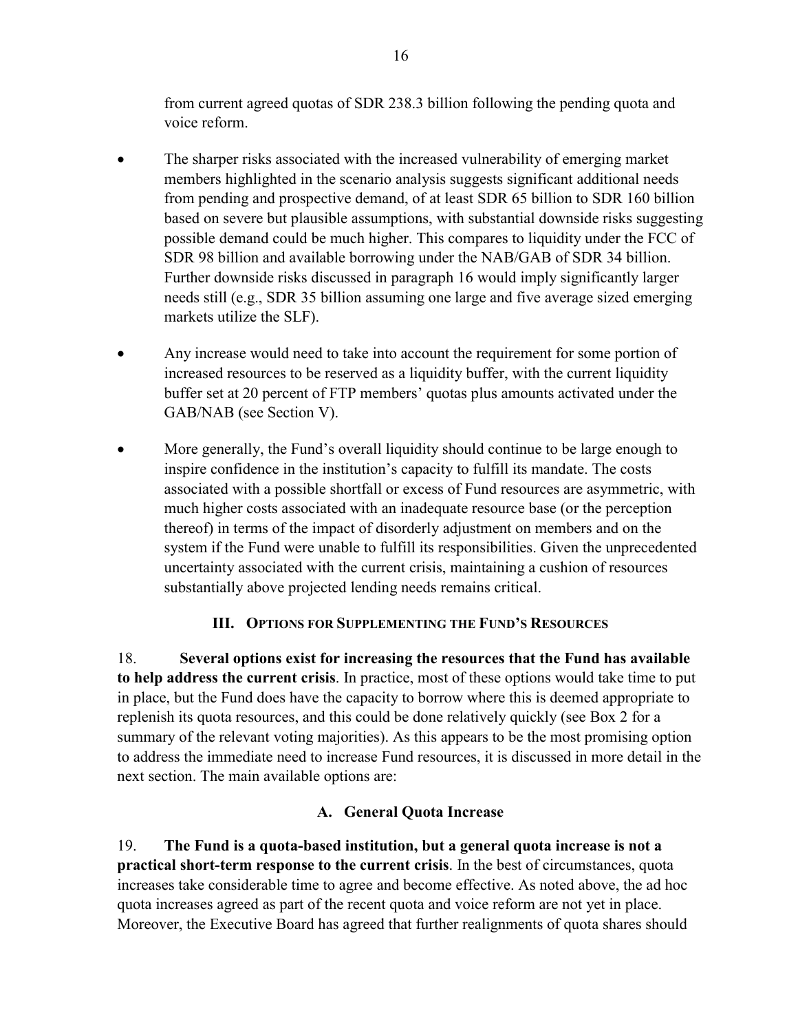from current agreed quotas of SDR 238.3 billion following the pending quota and voice reform.

- The sharper risks associated with the increased vulnerability of emerging market members highlighted in the scenario analysis suggests significant additional needs from pending and prospective demand, of at least SDR 65 billion to SDR 160 billion based on severe but plausible assumptions, with substantial downside risks suggesting possible demand could be much higher. This compares to liquidity under the FCC of SDR 98 billion and available borrowing under the NAB/GAB of SDR 34 billion. Further downside risks discussed in paragraph 16 would imply significantly larger needs still (e.g., SDR 35 billion assuming one large and five average sized emerging markets utilize the SLF).

- Any increase would need to take into account the requirement for some portion of increased resources to be reserved as a liquidity buffer, with the current liquidity buffer set at 20 percent of FTP members' quotas plus amounts activated under the GAB/NAB (see Section V).

- More generally, the Fund's overall liquidity should continue to be large enough to inspire confidence in the institution's capacity to fulfill its mandate. The costs associated with a possible shortfall or excess of Fund resources are asymmetric, with much higher costs associated with an inadequate resource base (or the perception thereof) in terms of the impact of disorderly adjustment on members and on the system if the Fund were unable to fulfill its responsibilities. Given the unprecedented uncertainty associated with the current crisis, maintaining a cushion of resources substantially above projected lending needs remains critical.

## III. Options for Supplementing the Fund's Resources

18. **Several options exist for increasing the resources that the Fund has available to help address the current crisis**. In practice, most of these options would take time to put in place, but the Fund does have the capacity to borrow where this is deemed appropriate to replenish its quota resources, and this could be done relatively quickly (see Box 2 for a summary of the relevant voting majorities). As this appears to be the most promising option to address the immediate need to increase Fund resources, it is discussed in more detail in the next section. The main available options are:

### A. General Quota Increase

19. **The Fund is a quota-based institution, but a general quota increase is not a practical short-term response to the current crisis**. In the best of circumstances, quota increases take considerable time to agree and become effective. As noted above, the ad hoc quota increases agreed as part of the recent quota and voice reform are not yet in place. Moreover, the Executive Board has agreed that further realignments of quota shares should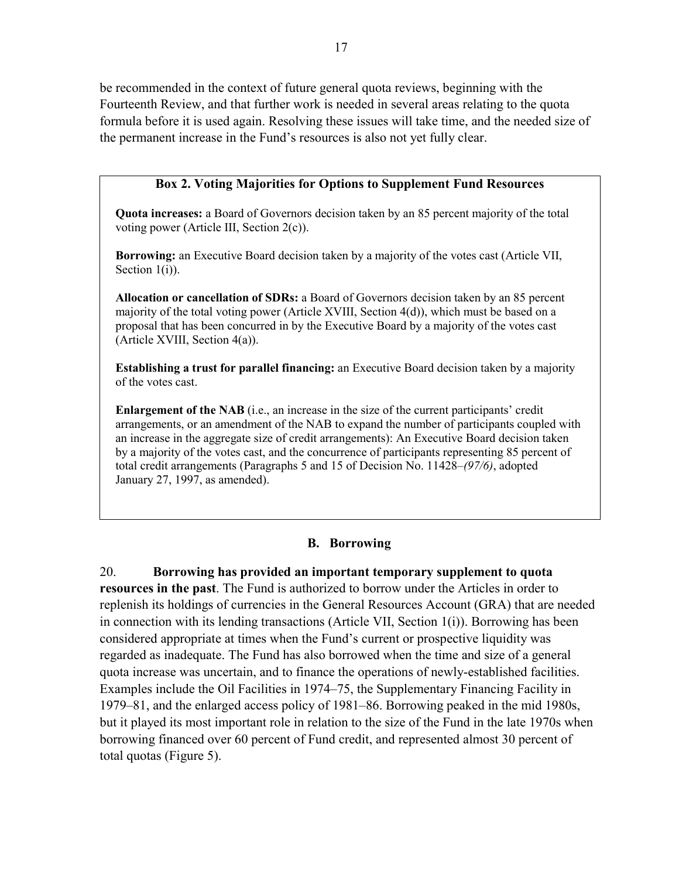be recommended in the context of future general quota reviews, beginning with the Fourteenth Review, and that further work is needed in several areas relating to the quota formula before it is used again. Resolving these issues will take time, and the needed size of the permanent increase in the Fund's resources is also not yet fully clear.

> **Box 2. Voting Majorities for Options to Supplement Fund Resources**
>
> **Quota increases:** a Board of Governors decision taken by an 85 percent majority of the total voting power (Article III, Section 2(c)).
>
> **Borrowing:** an Executive Board decision taken by a majority of the votes cast (Article VII, Section 1(i)).
>
> **Allocation or cancellation of SDRs:** a Board of Governors decision taken by an 85 percent majority of the total voting power (Article XVIII, Section 4(d)), which must be based on a proposal that has been concurred in by the Executive Board by a majority of the votes cast (Article XVIII, Section 4(a)).
>
> **Establishing a trust for parallel financing:** an Executive Board decision taken by a majority of the votes cast.
>
> **Enlargement of the NAB** (i.e., an increase in the size of the current participants' credit arrangements, or an amendment of the NAB to expand the number of participants coupled with an increase in the aggregate size of credit arrangements): An Executive Board decision taken by a majority of the votes cast, and the concurrence of participants representing 85 percent of total credit arrangements (Paragraphs 5 and 15 of Decision No. 11428–*(97/6)*, adopted January 27, 1997, as amended).

## B. Borrowing

20. **Borrowing has provided an important temporary supplement to quota resources in the past**. The Fund is authorized to borrow under the Articles in order to replenish its holdings of currencies in the General Resources Account (GRA) that are needed in connection with its lending transactions (Article VII, Section 1(i)). Borrowing has been considered appropriate at times when the Fund's current or prospective liquidity was regarded as inadequate. The Fund has also borrowed when the time and size of a general quota increase was uncertain, and to finance the operations of newly-established facilities. Examples include the Oil Facilities in 1974–75, the Supplementary Financing Facility in 1979–81, and the enlarged access policy of 1981–86. Borrowing peaked in the mid 1980s, but it played its most important role in relation to the size of the Fund in the late 1970s when borrowing financed over 60 percent of Fund credit, and represented almost 30 percent of total quotas (Figure 5).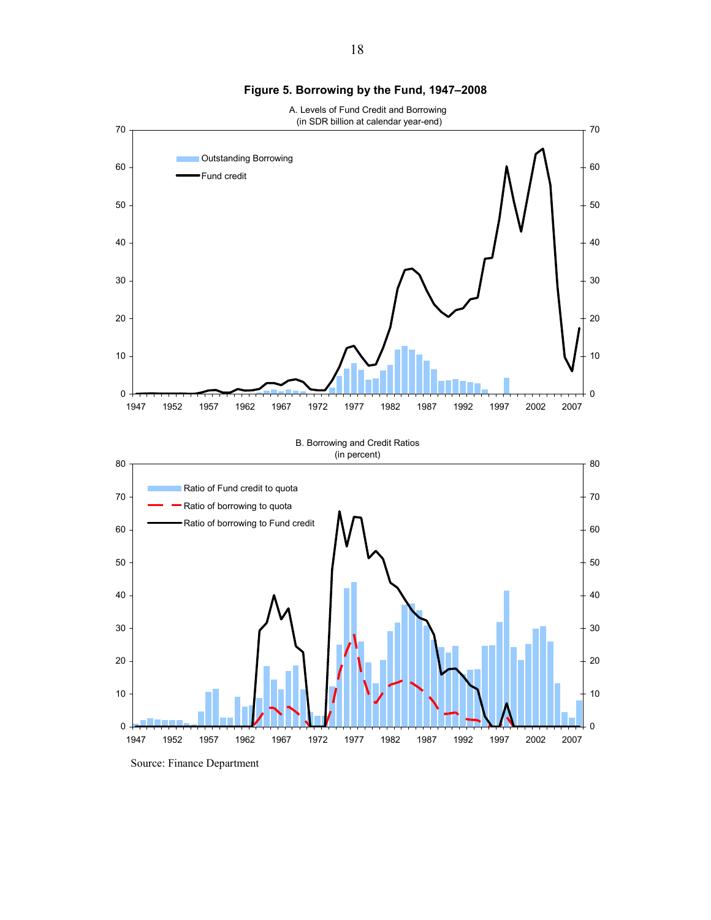**Figure 5. Borrowing by the Fund, 1947–2008**

A. Levels of Fund Credit and Borrowing
(in SDR billion at calendar year-end)

B. Borrowing and Credit Ratios
(in percent)

Source: Finance Department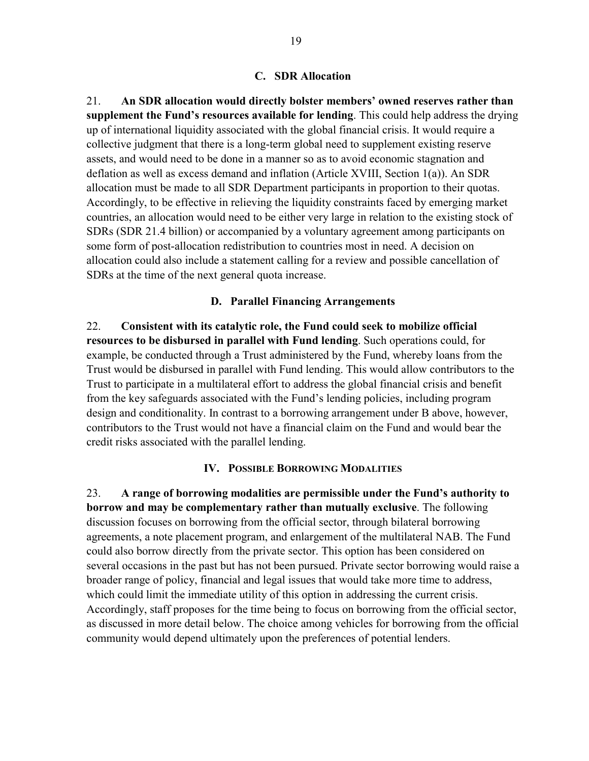### C. SDR Allocation

21. **An SDR allocation would directly bolster members' owned reserves rather than supplement the Fund's resources available for lending**. This could help address the drying up of international liquidity associated with the global financial crisis. It would require a collective judgment that there is a long-term global need to supplement existing reserve assets, and would need to be done in a manner so as to avoid economic stagnation and deflation as well as excess demand and inflation (Article XVIII, Section 1(a)). An SDR allocation must be made to all SDR Department participants in proportion to their quotas. Accordingly, to be effective in relieving the liquidity constraints faced by emerging market countries, an allocation would need to be either very large in relation to the existing stock of SDRs (SDR 21.4 billion) or accompanied by a voluntary agreement among participants on some form of post-allocation redistribution to countries most in need. A decision on allocation could also include a statement calling for a review and possible cancellation of SDRs at the time of the next general quota increase.

### D. Parallel Financing Arrangements

22. **Consistent with its catalytic role, the Fund could seek to mobilize official resources to be disbursed in parallel with Fund lending**. Such operations could, for example, be conducted through a Trust administered by the Fund, whereby loans from the Trust would be disbursed in parallel with Fund lending. This would allow contributors to the Trust to participate in a multilateral effort to address the global financial crisis and benefit from the key safeguards associated with the Fund's lending policies, including program design and conditionality. In contrast to a borrowing arrangement under B above, however, contributors to the Trust would not have a financial claim on the Fund and would bear the credit risks associated with the parallel lending.

## IV. Possible Borrowing Modalities

23. **A range of borrowing modalities are permissible under the Fund's authority to borrow and may be complementary rather than mutually exclusive**. The following discussion focuses on borrowing from the official sector, through bilateral borrowing agreements, a note placement program, and enlargement of the multilateral NAB. The Fund could also borrow directly from the private sector. This option has been considered on several occasions in the past but has not been pursued. Private sector borrowing would raise a broader range of policy, financial and legal issues that would take more time to address, which could limit the immediate utility of this option in addressing the current crisis. Accordingly, staff proposes for the time being to focus on borrowing from the official sector, as discussed in more detail below. The choice among vehicles for borrowing from the official community would depend ultimately upon the preferences of potential lenders.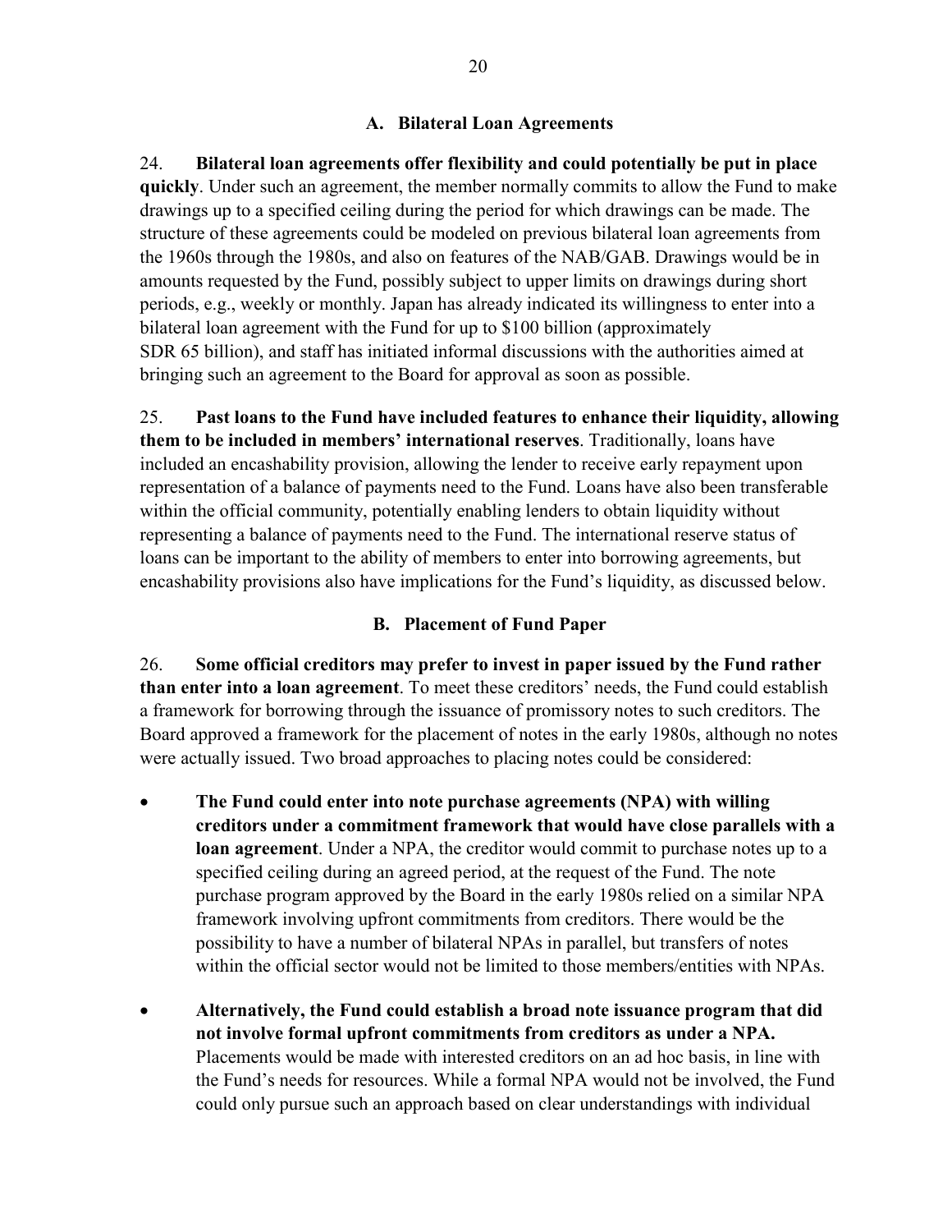### A. Bilateral Loan Agreements

24. **Bilateral loan agreements offer flexibility and could potentially be put in place quickly**. Under such an agreement, the member normally commits to allow the Fund to make drawings up to a specified ceiling during the period for which drawings can be made. The structure of these agreements could be modeled on previous bilateral loan agreements from the 1960s through the 1980s, and also on features of the NAB/GAB. Drawings would be in amounts requested by the Fund, possibly subject to upper limits on drawings during short periods, e.g., weekly or monthly. Japan has already indicated its willingness to enter into a bilateral loan agreement with the Fund for up to $100 billion (approximately SDR 65 billion), and staff has initiated informal discussions with the authorities aimed at bringing such an agreement to the Board for approval as soon as possible.

25. **Past loans to the Fund have included features to enhance their liquidity, allowing them to be included in members' international reserves**. Traditionally, loans have included an encashability provision, allowing the lender to receive early repayment upon representation of a balance of payments need to the Fund. Loans have also been transferable within the official community, potentially enabling lenders to obtain liquidity without representing a balance of payments need to the Fund. The international reserve status of loans can be important to the ability of members to enter into borrowing agreements, but encashability provisions also have implications for the Fund's liquidity, as discussed below.

### B. Placement of Fund Paper

26. **Some official creditors may prefer to invest in paper issued by the Fund rather than enter into a loan agreement**. To meet these creditors' needs, the Fund could establish a framework for borrowing through the issuance of promissory notes to such creditors. The Board approved a framework for the placement of notes in the early 1980s, although no notes were actually issued. Two broad approaches to placing notes could be considered:

- **The Fund could enter into note purchase agreements (NPA) with willing creditors under a commitment framework that would have close parallels with a loan agreement**. Under a NPA, the creditor would commit to purchase notes up to a specified ceiling during an agreed period, at the request of the Fund. The note purchase program approved by the Board in the early 1980s relied on a similar NPA framework involving upfront commitments from creditors. There would be the possibility to have a number of bilateral NPAs in parallel, but transfers of notes within the official sector would not be limited to those members/entities with NPAs.

- **Alternatively, the Fund could establish a broad note issuance program that did not involve formal upfront commitments from creditors as under a NPA.** Placements would be made with interested creditors on an ad hoc basis, in line with the Fund's needs for resources. While a formal NPA would not be involved, the Fund could only pursue such an approach based on clear understandings with individual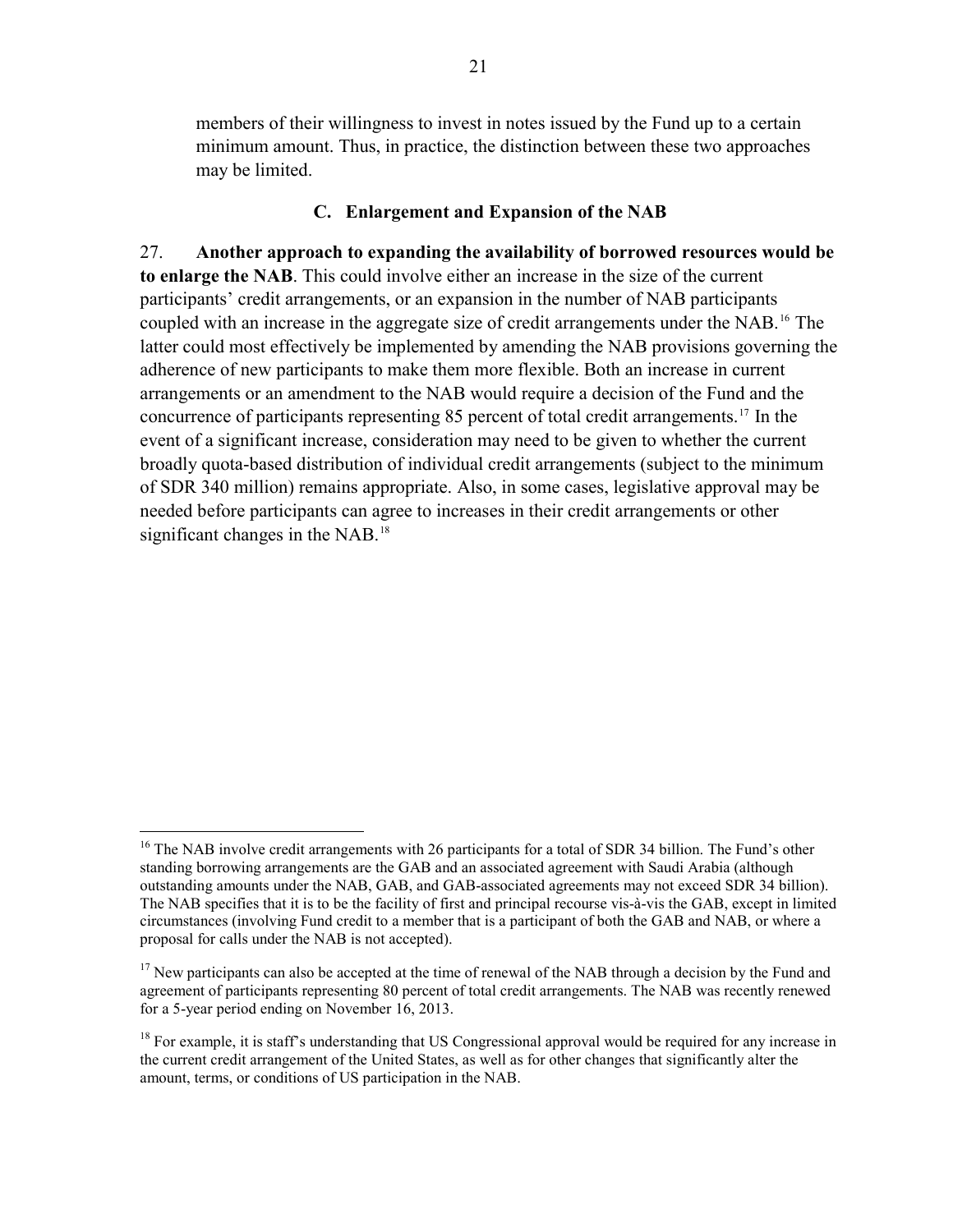members of their willingness to invest in notes issued by the Fund up to a certain minimum amount. Thus, in practice, the distinction between these two approaches may be limited.

### C. Enlargement and Expansion of the NAB

27. **Another approach to expanding the availability of borrowed resources would be to enlarge the NAB**. This could involve either an increase in the size of the current participants' credit arrangements, or an expansion in the number of NAB participants coupled with an increase in the aggregate size of credit arrangements under the NAB.[16] The latter could most effectively be implemented by amending the NAB provisions governing the adherence of new participants to make them more flexible. Both an increase in current arrangements or an amendment to the NAB would require a decision of the Fund and the concurrence of participants representing 85 percent of total credit arrangements.[17] In the event of a significant increase, consideration may need to be given to whether the current broadly quota-based distribution of individual credit arrangements (subject to the minimum of SDR 340 million) remains appropriate. Also, in some cases, legislative approval may be needed before participants can agree to increases in their credit arrangements or other significant changes in the NAB.[18]

---

[16] The NAB involve credit arrangements with 26 participants for a total of SDR 34 billion. The Fund's other standing borrowing arrangements are the GAB and an associated agreement with Saudi Arabia (although outstanding amounts under the NAB, GAB, and GAB-associated agreements may not exceed SDR 34 billion). The NAB specifies that it is to be the facility of first and principal recourse vis-à-vis the GAB, except in limited circumstances (involving Fund credit to a member that is a participant of both the GAB and NAB, or where a proposal for calls under the NAB is not accepted).

[17] New participants can also be accepted at the time of renewal of the NAB through a decision by the Fund and agreement of participants representing 80 percent of total credit arrangements. The NAB was recently renewed for a 5-year period ending on November 16, 2013.

[18] For example, it is staff's understanding that US Congressional approval would be required for any increase in the current credit arrangement of the United States, as well as for other changes that significantly alter the amount, terms, or conditions of US participation in the NAB.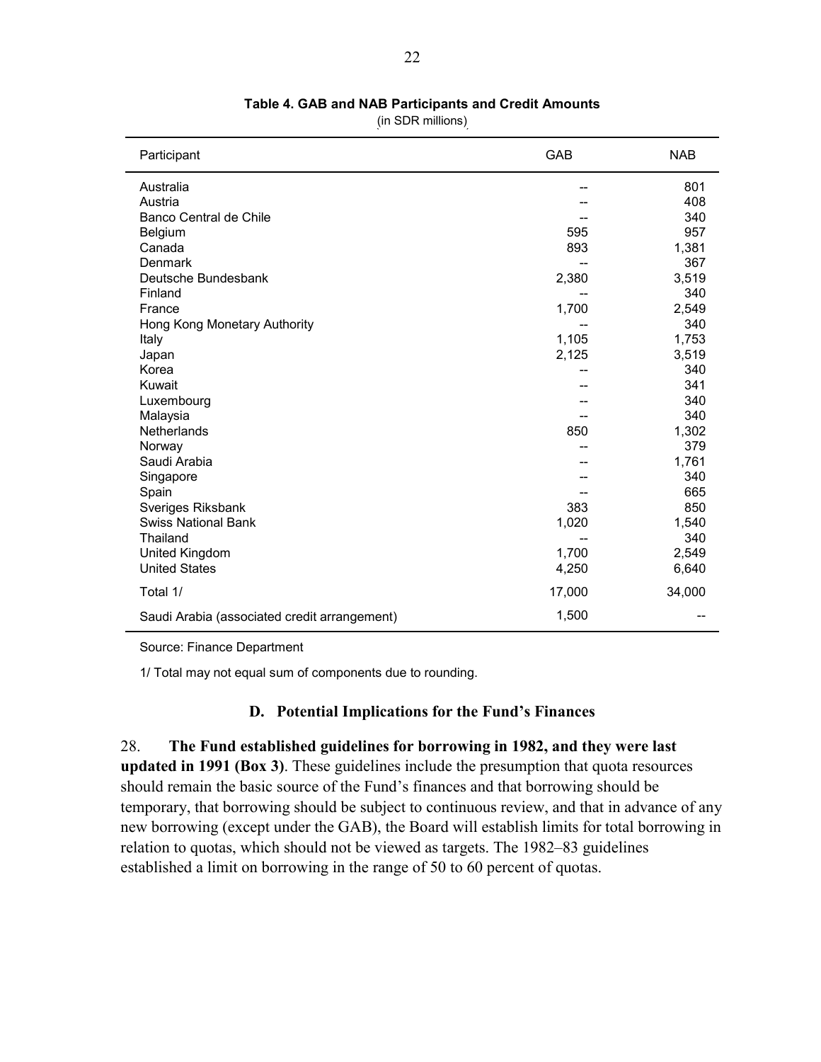**Table 4. GAB and NAB Participants and Credit Amounts**
(in SDR millions)

| Participant | GAB | NAB |
|---|---|---|
| Australia | -- | 801 |
| Austria | -- | 408 |
| Banco Central de Chile | -- | 340 |
| Belgium | 595 | 957 |
| Canada | 893 | 1,381 |
| Denmark | -- | 367 |
| Deutsche Bundesbank | 2,380 | 3,519 |
| Finland | -- | 340 |
| France | 1,700 | 2,549 |
| Hong Kong Monetary Authority | -- | 340 |
| Italy | 1,105 | 1,753 |
| Japan | 2,125 | 3,519 |
| Korea | -- | 340 |
| Kuwait | -- | 341 |
| Luxembourg | -- | 340 |
| Malaysia | -- | 340 |
| Netherlands | 850 | 1,302 |
| Norway | -- | 379 |
| Saudi Arabia | -- | 1,761 |
| Singapore | -- | 340 |
| Spain | -- | 665 |
| Sveriges Riksbank | 383 | 850 |
| Swiss National Bank | 1,020 | 1,540 |
| Thailand | -- | 340 |
| United Kingdom | 1,700 | 2,549 |
| United States | 4,250 | 6,640 |
| Total 1/ | 17,000 | 34,000 |
| Saudi Arabia (associated credit arrangement) | 1,500 | -- |

Source: Finance Department

1/ Total may not equal sum of components due to rounding.

## D. Potential Implications for the Fund's Finances

28. **The Fund established guidelines for borrowing in 1982, and they were last updated in 1991 (Box 3)**. These guidelines include the presumption that quota resources should remain the basic source of the Fund's finances and that borrowing should be temporary, that borrowing should be subject to continuous review, and that in advance of any new borrowing (except under the GAB), the Board will establish limits for total borrowing in relation to quotas, which should not be viewed as targets. The 1982–83 guidelines established a limit on borrowing in the range of 50 to 60 percent of quotas.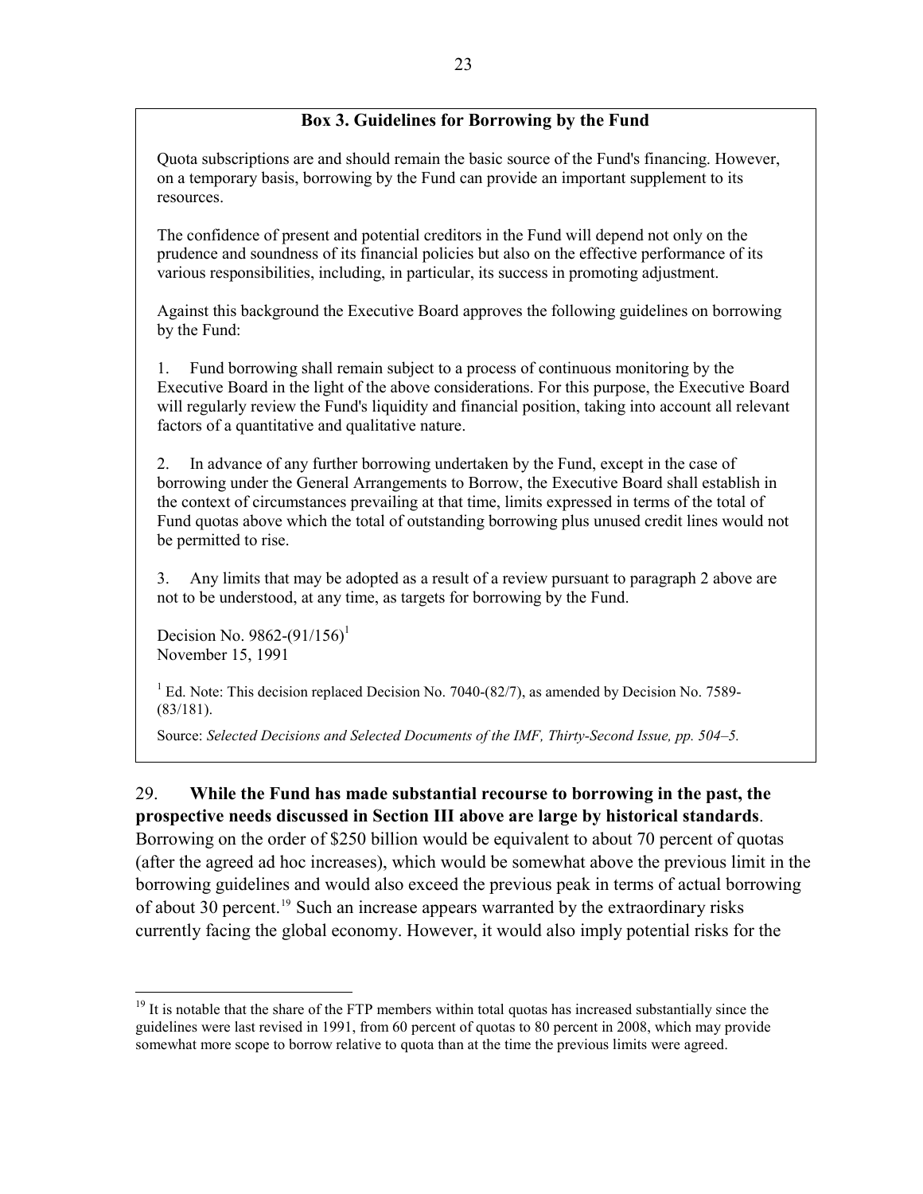**Box 3. Guidelines for Borrowing by the Fund**

Quota subscriptions are and should remain the basic source of the Fund's financing. However, on a temporary basis, borrowing by the Fund can provide an important supplement to its resources.

The confidence of present and potential creditors in the Fund will depend not only on the prudence and soundness of its financial policies but also on the effective performance of its various responsibilities, including, in particular, its success in promoting adjustment.

Against this background the Executive Board approves the following guidelines on borrowing by the Fund:

1. Fund borrowing shall remain subject to a process of continuous monitoring by the Executive Board in the light of the above considerations. For this purpose, the Executive Board will regularly review the Fund's liquidity and financial position, taking into account all relevant factors of a quantitative and qualitative nature.

2. In advance of any further borrowing undertaken by the Fund, except in the case of borrowing under the General Arrangements to Borrow, the Executive Board shall establish in the context of circumstances prevailing at that time, limits expressed in terms of the total of Fund quotas above which the total of outstanding borrowing plus unused credit lines would not be permitted to rise.

3. Any limits that may be adopted as a result of a review pursuant to paragraph 2 above are not to be understood, at any time, as targets for borrowing by the Fund.

Decision No. 9862-(91/156)[1]
November 15, 1991

[1] Ed. Note: This decision replaced Decision No. 7040-(82/7), as amended by Decision No. 7589-(83/181).

Source: *Selected Decisions and Selected Documents of the IMF, Thirty-Second Issue, pp. 504–5.*

29. **While the Fund has made substantial recourse to borrowing in the past, the prospective needs discussed in Section III above are large by historical standards**. Borrowing on the order of \$250 billion would be equivalent to about 70 percent of quotas (after the agreed ad hoc increases), which would be somewhat above the previous limit in the borrowing guidelines and would also exceed the previous peak in terms of actual borrowing of about 30 percent.[19] Such an increase appears warranted by the extraordinary risks currently facing the global economy. However, it would also imply potential risks for the

[19] It is notable that the share of the FTP members within total quotas has increased substantially since the guidelines were last revised in 1991, from 60 percent of quotas to 80 percent in 2008, which may provide somewhat more scope to borrow relative to quota than at the time the previous limits were agreed.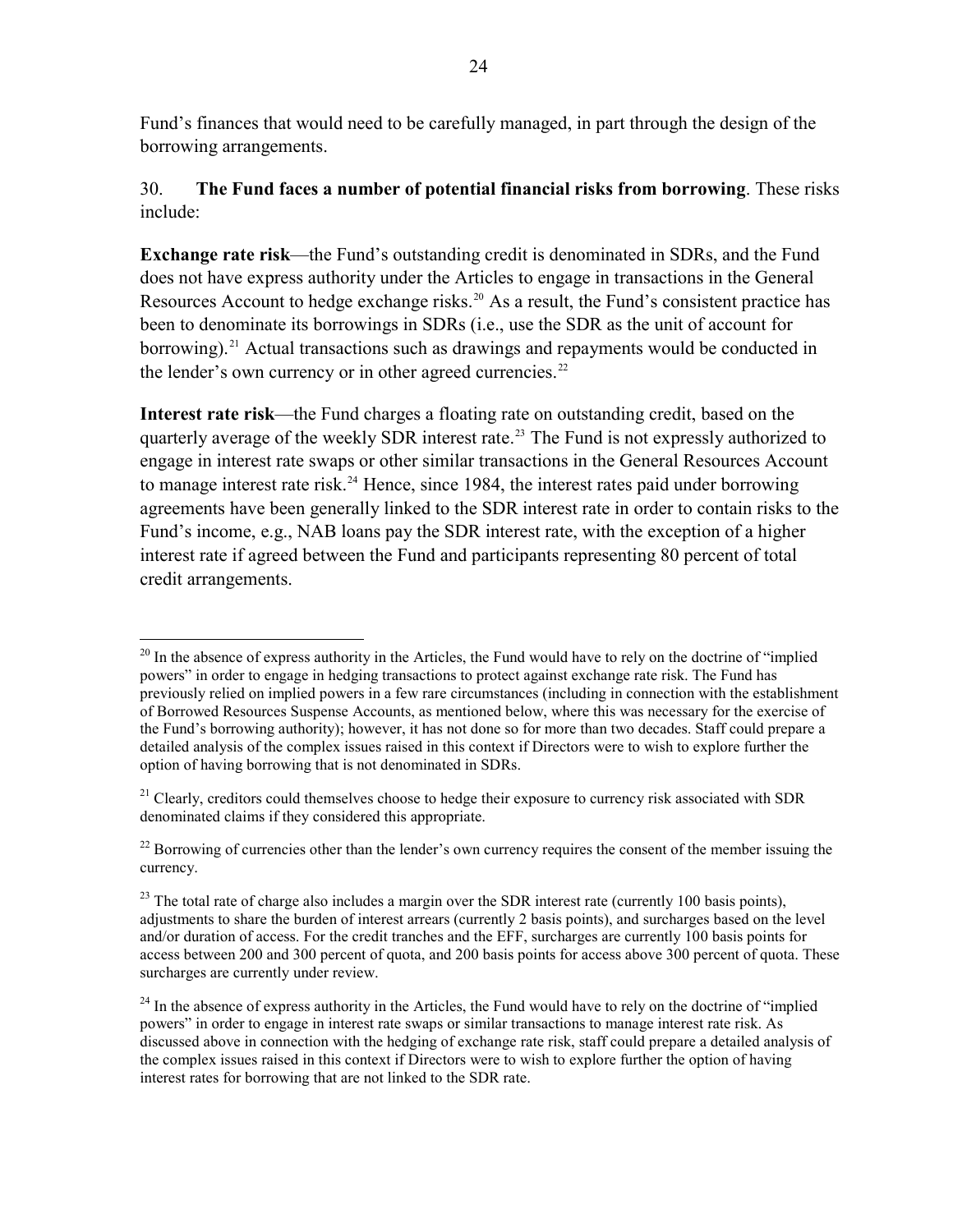Fund's finances that would need to be carefully managed, in part through the design of the borrowing arrangements.

30. **The Fund faces a number of potential financial risks from borrowing**. These risks include:

**Exchange rate risk**—the Fund's outstanding credit is denominated in SDRs, and the Fund does not have express authority under the Articles to engage in transactions in the General Resources Account to hedge exchange risks.[20] As a result, the Fund's consistent practice has been to denominate its borrowings in SDRs (i.e., use the SDR as the unit of account for borrowing).[21] Actual transactions such as drawings and repayments would be conducted in the lender's own currency or in other agreed currencies.[22]

**Interest rate risk**—the Fund charges a floating rate on outstanding credit, based on the quarterly average of the weekly SDR interest rate.[23] The Fund is not expressly authorized to engage in interest rate swaps or other similar transactions in the General Resources Account to manage interest rate risk.[24] Hence, since 1984, the interest rates paid under borrowing agreements have been generally linked to the SDR interest rate in order to contain risks to the Fund's income, e.g., NAB loans pay the SDR interest rate, with the exception of a higher interest rate if agreed between the Fund and participants representing 80 percent of total credit arrangements.

---

[20] In the absence of express authority in the Articles, the Fund would have to rely on the doctrine of "implied powers" in order to engage in hedging transactions to protect against exchange rate risk. The Fund has previously relied on implied powers in a few rare circumstances (including in connection with the establishment of Borrowed Resources Suspense Accounts, as mentioned below, where this was necessary for the exercise of the Fund's borrowing authority); however, it has not done so for more than two decades. Staff could prepare a detailed analysis of the complex issues raised in this context if Directors were to wish to explore further the option of having borrowing that is not denominated in SDRs.

[21] Clearly, creditors could themselves choose to hedge their exposure to currency risk associated with SDR denominated claims if they considered this appropriate.

[22] Borrowing of currencies other than the lender's own currency requires the consent of the member issuing the currency.

[23] The total rate of charge also includes a margin over the SDR interest rate (currently 100 basis points), adjustments to share the burden of interest arrears (currently 2 basis points), and surcharges based on the level and/or duration of access. For the credit tranches and the EFF, surcharges are currently 100 basis points for access between 200 and 300 percent of quota, and 200 basis points for access above 300 percent of quota. These surcharges are currently under review.

[24] In the absence of express authority in the Articles, the Fund would have to rely on the doctrine of "implied powers" in order to engage in interest rate swaps or similar transactions to manage interest rate risk. As discussed above in connection with the hedging of exchange rate risk, staff could prepare a detailed analysis of the complex issues raised in this context if Directors were to wish to explore further the option of having interest rates for borrowing that are not linked to the SDR rate.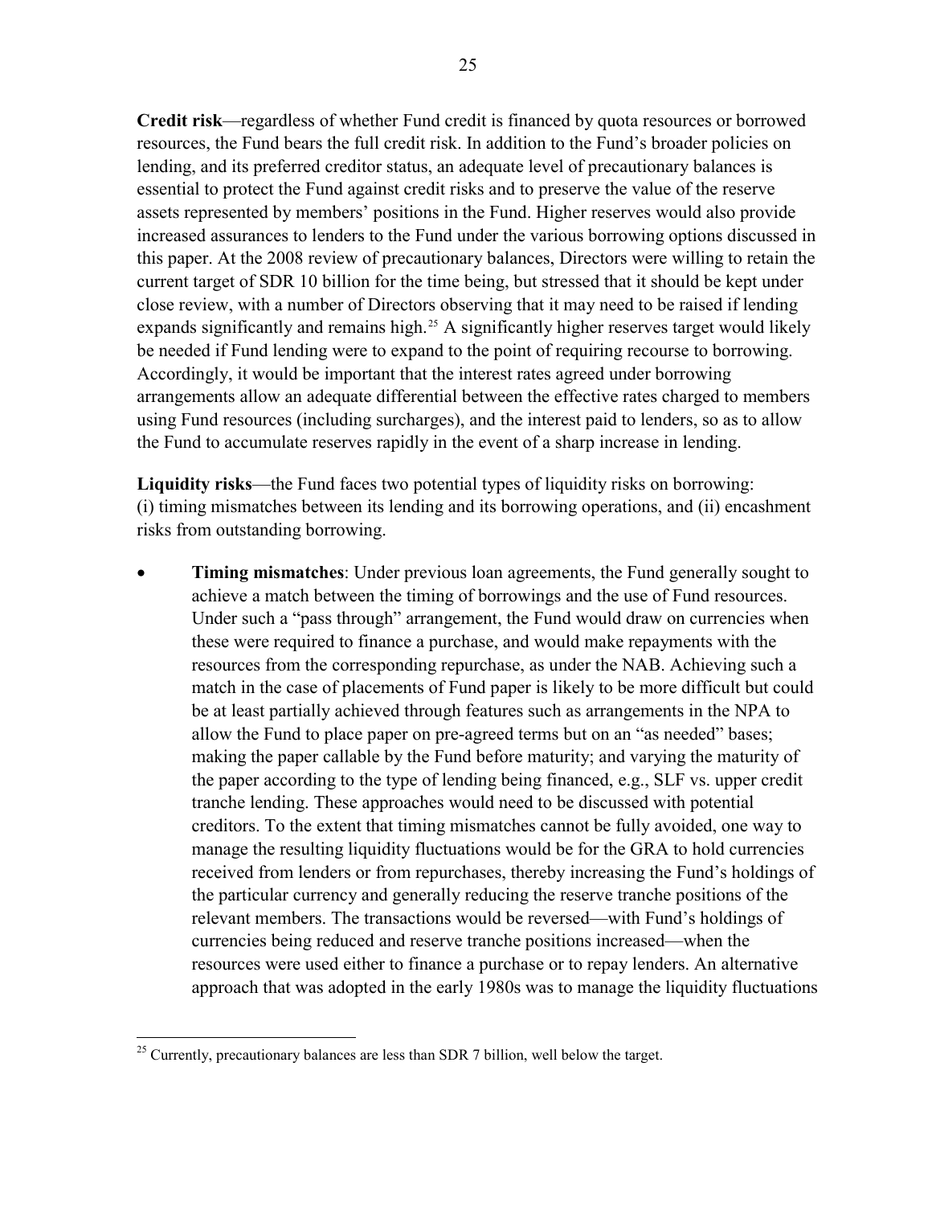**Credit risk**—regardless of whether Fund credit is financed by quota resources or borrowed resources, the Fund bears the full credit risk. In addition to the Fund's broader policies on lending, and its preferred creditor status, an adequate level of precautionary balances is essential to protect the Fund against credit risks and to preserve the value of the reserve assets represented by members' positions in the Fund. Higher reserves would also provide increased assurances to lenders to the Fund under the various borrowing options discussed in this paper. At the 2008 review of precautionary balances, Directors were willing to retain the current target of SDR 10 billion for the time being, but stressed that it should be kept under close review, with a number of Directors observing that it may need to be raised if lending expands significantly and remains high.[25] A significantly higher reserves target would likely be needed if Fund lending were to expand to the point of requiring recourse to borrowing. Accordingly, it would be important that the interest rates agreed under borrowing arrangements allow an adequate differential between the effective rates charged to members using Fund resources (including surcharges), and the interest paid to lenders, so as to allow the Fund to accumulate reserves rapidly in the event of a sharp increase in lending.

**Liquidity risks**—the Fund faces two potential types of liquidity risks on borrowing: (i) timing mismatches between its lending and its borrowing operations, and (ii) encashment risks from outstanding borrowing.

- **Timing mismatches**: Under previous loan agreements, the Fund generally sought to achieve a match between the timing of borrowings and the use of Fund resources. Under such a "pass through" arrangement, the Fund would draw on currencies when these were required to finance a purchase, and would make repayments with the resources from the corresponding repurchase, as under the NAB. Achieving such a match in the case of placements of Fund paper is likely to be more difficult but could be at least partially achieved through features such as arrangements in the NPA to allow the Fund to place paper on pre-agreed terms but on an "as needed" bases; making the paper callable by the Fund before maturity; and varying the maturity of the paper according to the type of lending being financed, e.g., SLF vs. upper credit tranche lending. These approaches would need to be discussed with potential creditors. To the extent that timing mismatches cannot be fully avoided, one way to manage the resulting liquidity fluctuations would be for the GRA to hold currencies received from lenders or from repurchases, thereby increasing the Fund's holdings of the particular currency and generally reducing the reserve tranche positions of the relevant members. The transactions would be reversed—with Fund's holdings of currencies being reduced and reserve tranche positions increased—when the resources were used either to finance a purchase or to repay lenders. An alternative approach that was adopted in the early 1980s was to manage the liquidity fluctuations

[25] Currently, precautionary balances are less than SDR 7 billion, well below the target.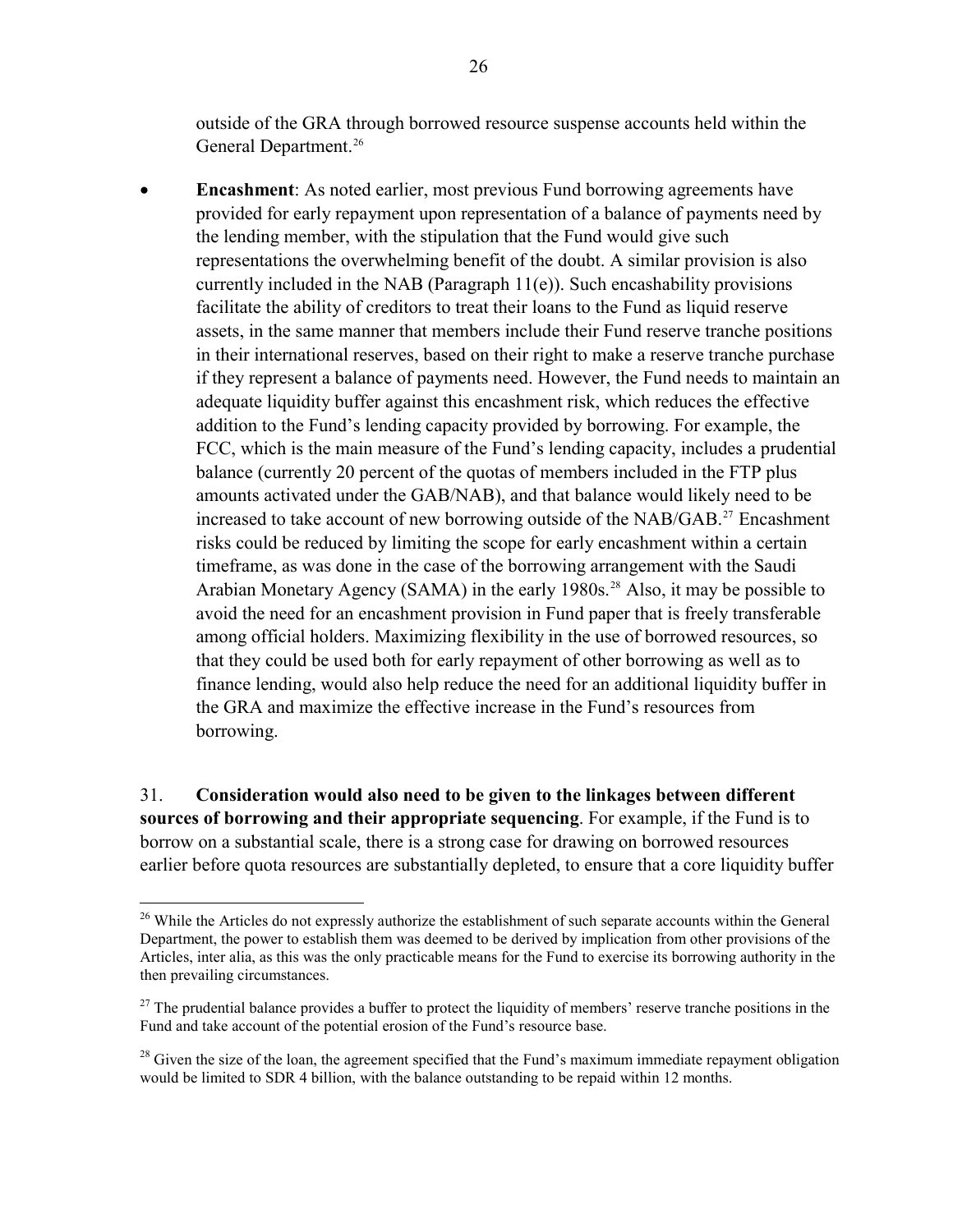outside of the GRA through borrowed resource suspense accounts held within the General Department.[26]

- **Encashment**: As noted earlier, most previous Fund borrowing agreements have provided for early repayment upon representation of a balance of payments need by the lending member, with the stipulation that the Fund would give such representations the overwhelming benefit of the doubt. A similar provision is also currently included in the NAB (Paragraph 11(e)). Such encashability provisions facilitate the ability of creditors to treat their loans to the Fund as liquid reserve assets, in the same manner that members include their Fund reserve tranche positions in their international reserves, based on their right to make a reserve tranche purchase if they represent a balance of payments need. However, the Fund needs to maintain an adequate liquidity buffer against this encashment risk, which reduces the effective addition to the Fund's lending capacity provided by borrowing. For example, the FCC, which is the main measure of the Fund's lending capacity, includes a prudential balance (currently 20 percent of the quotas of members included in the FTP plus amounts activated under the GAB/NAB), and that balance would likely need to be increased to take account of new borrowing outside of the NAB/GAB.[27] Encashment risks could be reduced by limiting the scope for early encashment within a certain timeframe, as was done in the case of the borrowing arrangement with the Saudi Arabian Monetary Agency (SAMA) in the early 1980s.[28] Also, it may be possible to avoid the need for an encashment provision in Fund paper that is freely transferable among official holders. Maximizing flexibility in the use of borrowed resources, so that they could be used both for early repayment of other borrowing as well as to finance lending, would also help reduce the need for an additional liquidity buffer in the GRA and maximize the effective increase in the Fund's resources from borrowing.

31. **Consideration would also need to be given to the linkages between different sources of borrowing and their appropriate sequencing**. For example, if the Fund is to borrow on a substantial scale, there is a strong case for drawing on borrowed resources earlier before quota resources are substantially depleted, to ensure that a core liquidity buffer

---

[26] While the Articles do not expressly authorize the establishment of such separate accounts within the General Department, the power to establish them was deemed to be derived by implication from other provisions of the Articles, inter alia, as this was the only practicable means for the Fund to exercise its borrowing authority in the then prevailing circumstances.

[27] The prudential balance provides a buffer to protect the liquidity of members' reserve tranche positions in the Fund and take account of the potential erosion of the Fund's resource base.

[28] Given the size of the loan, the agreement specified that the Fund's maximum immediate repayment obligation would be limited to SDR 4 billion, with the balance outstanding to be repaid within 12 months.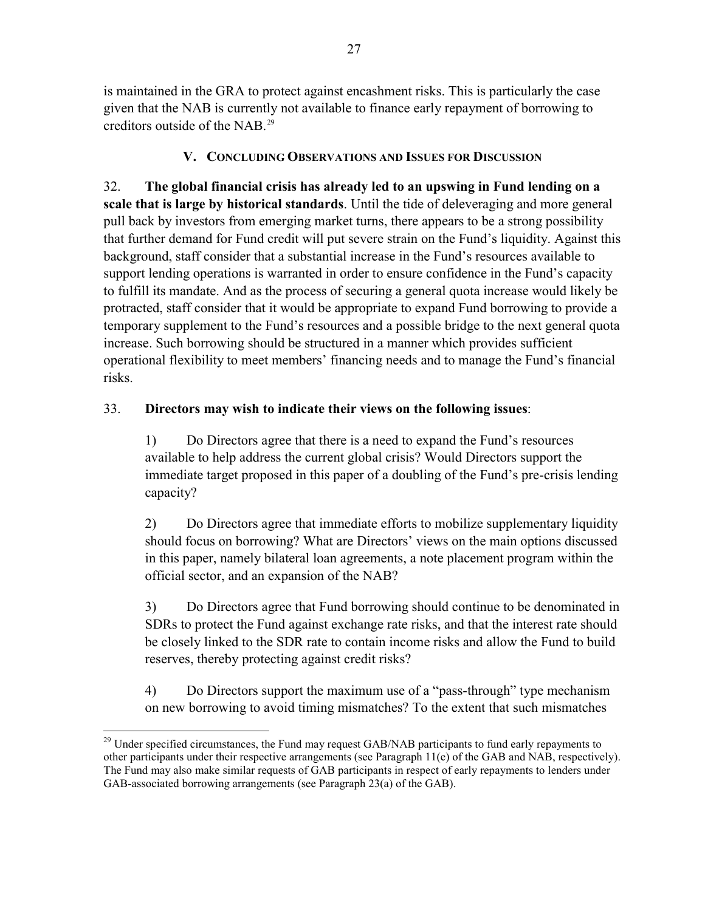is maintained in the GRA to protect against encashment risks. This is particularly the case given that the NAB is currently not available to finance early repayment of borrowing to creditors outside of the NAB.[29]

## V. Concluding Observations and Issues for Discussion

32. **The global financial crisis has already led to an upswing in Fund lending on a scale that is large by historical standards**. Until the tide of deleveraging and more general pull back by investors from emerging market turns, there appears to be a strong possibility that further demand for Fund credit will put severe strain on the Fund's liquidity. Against this background, staff consider that a substantial increase in the Fund's resources available to support lending operations is warranted in order to ensure confidence in the Fund's capacity to fulfill its mandate. And as the process of securing a general quota increase would likely be protracted, staff consider that it would be appropriate to expand Fund borrowing to provide a temporary supplement to the Fund's resources and a possible bridge to the next general quota increase. Such borrowing should be structured in a manner which provides sufficient operational flexibility to meet members' financing needs and to manage the Fund's financial risks.

33. **Directors may wish to indicate their views on the following issues**:

1) Do Directors agree that there is a need to expand the Fund's resources available to help address the current global crisis? Would Directors support the immediate target proposed in this paper of a doubling of the Fund's pre-crisis lending capacity?

2) Do Directors agree that immediate efforts to mobilize supplementary liquidity should focus on borrowing? What are Directors' views on the main options discussed in this paper, namely bilateral loan agreements, a note placement program within the official sector, and an expansion of the NAB?

3) Do Directors agree that Fund borrowing should continue to be denominated in SDRs to protect the Fund against exchange rate risks, and that the interest rate should be closely linked to the SDR rate to contain income risks and allow the Fund to build reserves, thereby protecting against credit risks?

4) Do Directors support the maximum use of a "pass-through" type mechanism on new borrowing to avoid timing mismatches? To the extent that such mismatches

---

[29] Under specified circumstances, the Fund may request GAB/NAB participants to fund early repayments to other participants under their respective arrangements (see Paragraph 11(e) of the GAB and NAB, respectively). The Fund may also make similar requests of GAB participants in respect of early repayments to lenders under GAB-associated borrowing arrangements (see Paragraph 23(a) of the GAB).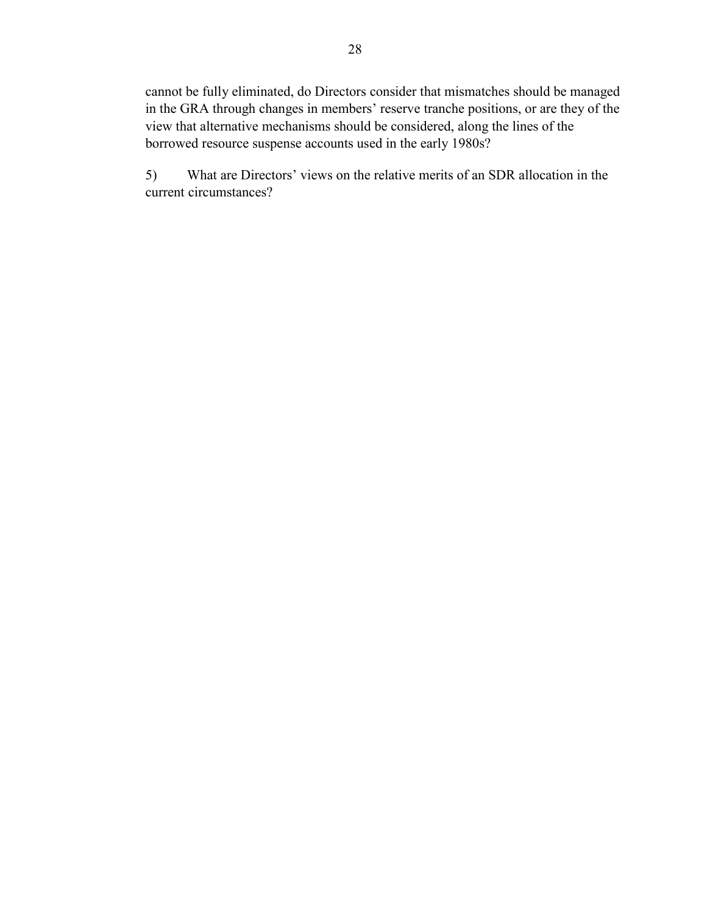cannot be fully eliminated, do Directors consider that mismatches should be managed in the GRA through changes in members' reserve tranche positions, or are they of the view that alternative mechanisms should be considered, along the lines of the borrowed resource suspense accounts used in the early 1980s?

5) What are Directors' views on the relative merits of an SDR allocation in the current circumstances?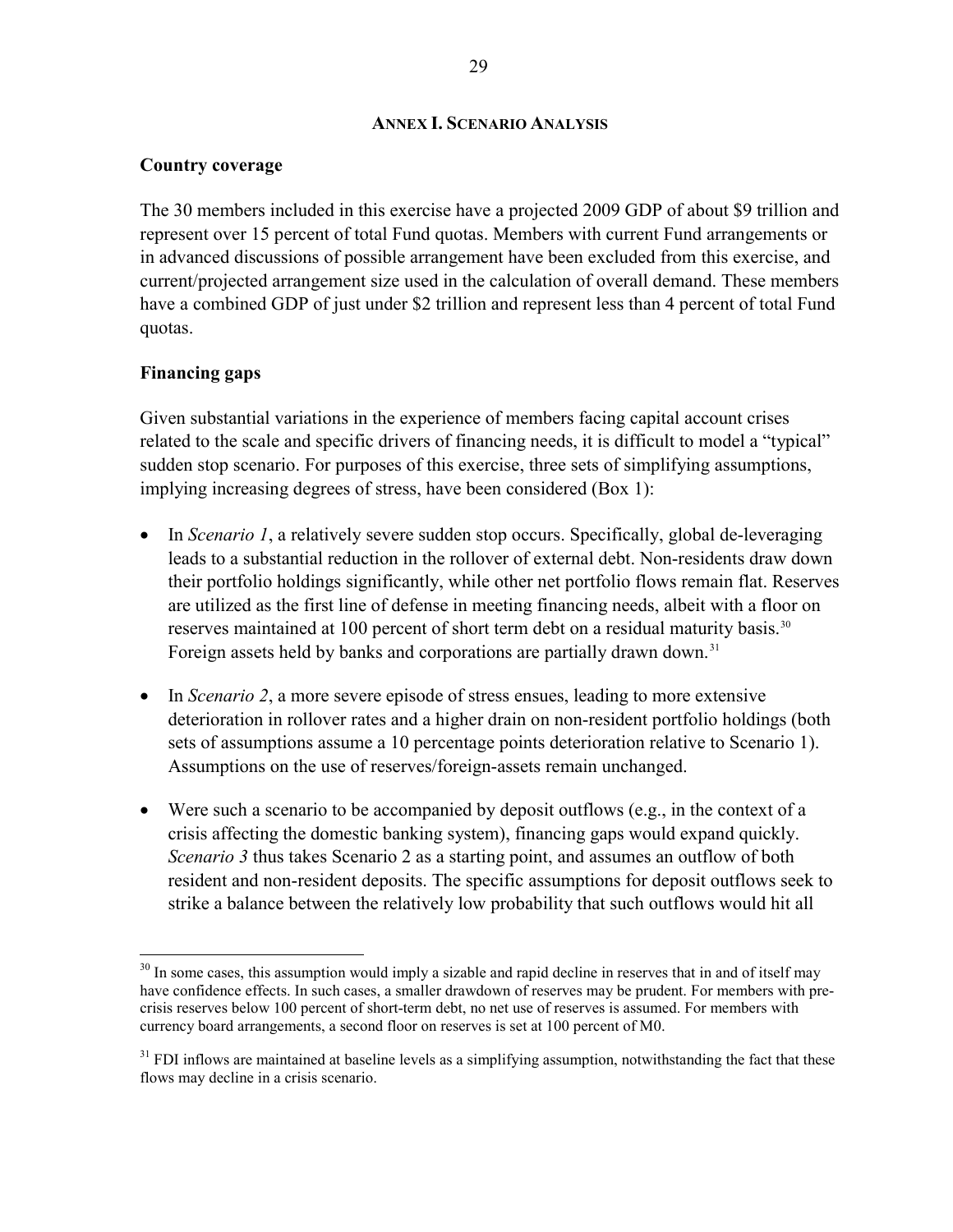## ANNEX I. SCENARIO ANALYSIS

### Country coverage

The 30 members included in this exercise have a projected 2009 GDP of about $9 trillion and represent over 15 percent of total Fund quotas. Members with current Fund arrangements or in advanced discussions of possible arrangement have been excluded from this exercise, and current/projected arrangement size used in the calculation of overall demand. These members have a combined GDP of just under $2 trillion and represent less than 4 percent of total Fund quotas.

### Financing gaps

Given substantial variations in the experience of members facing capital account crises related to the scale and specific drivers of financing needs, it is difficult to model a "typical" sudden stop scenario. For purposes of this exercise, three sets of simplifying assumptions, implying increasing degrees of stress, have been considered (Box 1):

- In *Scenario 1*, a relatively severe sudden stop occurs. Specifically, global de-leveraging leads to a substantial reduction in the rollover of external debt. Non-residents draw down their portfolio holdings significantly, while other net portfolio flows remain flat. Reserves are utilized as the first line of defense in meeting financing needs, albeit with a floor on reserves maintained at 100 percent of short term debt on a residual maturity basis.[30] Foreign assets held by banks and corporations are partially drawn down.[31]

- In *Scenario 2*, a more severe episode of stress ensues, leading to more extensive deterioration in rollover rates and a higher drain on non-resident portfolio holdings (both sets of assumptions assume a 10 percentage points deterioration relative to Scenario 1). Assumptions on the use of reserves/foreign-assets remain unchanged.

- Were such a scenario to be accompanied by deposit outflows (e.g., in the context of a crisis affecting the domestic banking system), financing gaps would expand quickly. *Scenario 3* thus takes Scenario 2 as a starting point, and assumes an outflow of both resident and non-resident deposits. The specific assumptions for deposit outflows seek to strike a balance between the relatively low probability that such outflows would hit all

---

[30] In some cases, this assumption would imply a sizable and rapid decline in reserves that in and of itself may have confidence effects. In such cases, a smaller drawdown of reserves may be prudent. For members with pre-crisis reserves below 100 percent of short-term debt, no net use of reserves is assumed. For members with currency board arrangements, a second floor on reserves is set at 100 percent of M0.

[31] FDI inflows are maintained at baseline levels as a simplifying assumption, notwithstanding the fact that these flows may decline in a crisis scenario.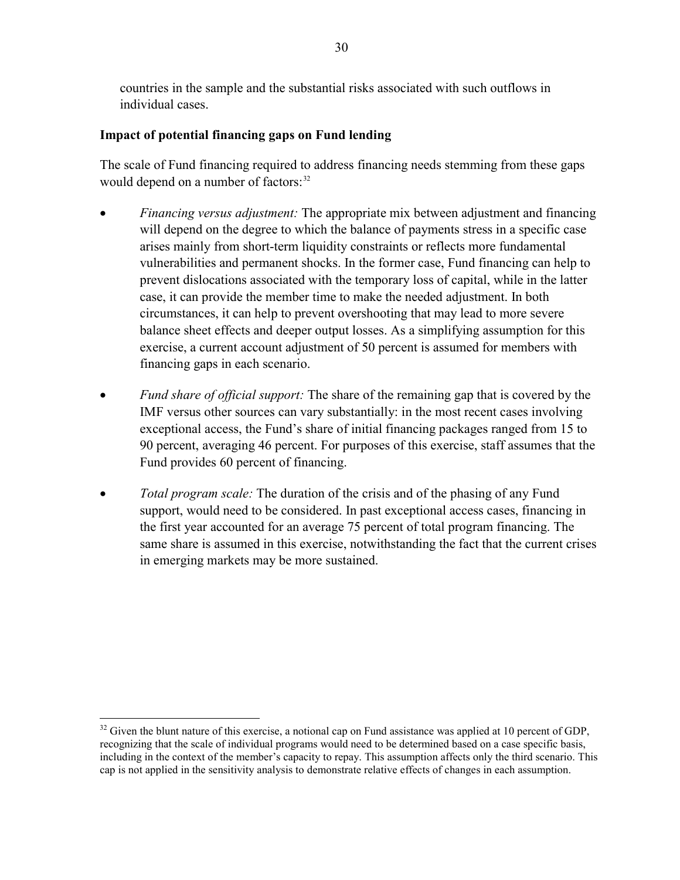countries in the sample and the substantial risks associated with such outflows in individual cases.

**Impact of potential financing gaps on Fund lending**

The scale of Fund financing required to address financing needs stemming from these gaps would depend on a number of factors:[32]

- *Financing versus adjustment:* The appropriate mix between adjustment and financing will depend on the degree to which the balance of payments stress in a specific case arises mainly from short-term liquidity constraints or reflects more fundamental vulnerabilities and permanent shocks. In the former case, Fund financing can help to prevent dislocations associated with the temporary loss of capital, while in the latter case, it can provide the member time to make the needed adjustment. In both circumstances, it can help to prevent overshooting that may lead to more severe balance sheet effects and deeper output losses. As a simplifying assumption for this exercise, a current account adjustment of 50 percent is assumed for members with financing gaps in each scenario.

- *Fund share of official support:* The share of the remaining gap that is covered by the IMF versus other sources can vary substantially: in the most recent cases involving exceptional access, the Fund's share of initial financing packages ranged from 15 to 90 percent, averaging 46 percent. For purposes of this exercise, staff assumes that the Fund provides 60 percent of financing.

- *Total program scale:* The duration of the crisis and of the phasing of any Fund support, would need to be considered. In past exceptional access cases, financing in the first year accounted for an average 75 percent of total program financing. The same share is assumed in this exercise, notwithstanding the fact that the current crises in emerging markets may be more sustained.

---

[32] Given the blunt nature of this exercise, a notional cap on Fund assistance was applied at 10 percent of GDP, recognizing that the scale of individual programs would need to be determined based on a case specific basis, including in the context of the member's capacity to repay. This assumption affects only the third scenario. This cap is not applied in the sensitivity analysis to demonstrate relative effects of changes in each assumption.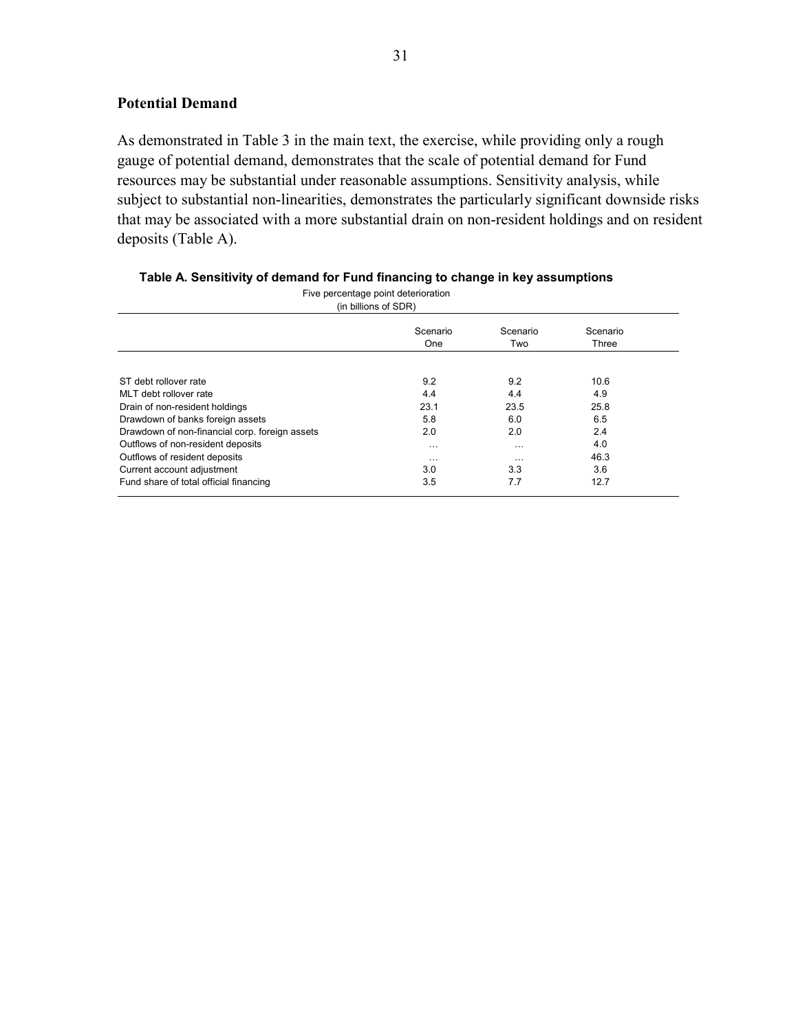### Potential Demand

As demonstrated in Table 3 in the main text, the exercise, while providing only a rough gauge of potential demand, demonstrates that the scale of potential demand for Fund resources may be substantial under reasonable assumptions. Sensitivity analysis, while subject to substantial non-linearities, demonstrates the particularly significant downside risks that may be associated with a more substantial drain on non-resident holdings and on resident deposits (Table A).

**Table A. Sensitivity of demand for Fund financing to change in key assumptions**

Five percentage point deterioration
(in billions of SDR)

| | Scenario One | Scenario Two | Scenario Three |
|---|---|---|---|
| ST debt rollover rate | 9.2 | 9.2 | 10.6 |
| MLT debt rollover rate | 4.4 | 4.4 | 4.9 |
| Drain of non-resident holdings | 23.1 | 23.5 | 25.8 |
| Drawdown of banks foreign assets | 5.8 | 6.0 | 6.5 |
| Drawdown of non-financial corp. foreign assets | 2.0 | 2.0 | 2.4 |
| Outflows of non-resident deposits | … | … | 4.0 |
| Outflows of resident deposits | … | … | 46.3 |
| Current account adjustment | 3.0 | 3.3 | 3.6 |
| Fund share of total official financing | 3.5 | 7.7 | 12.7 |